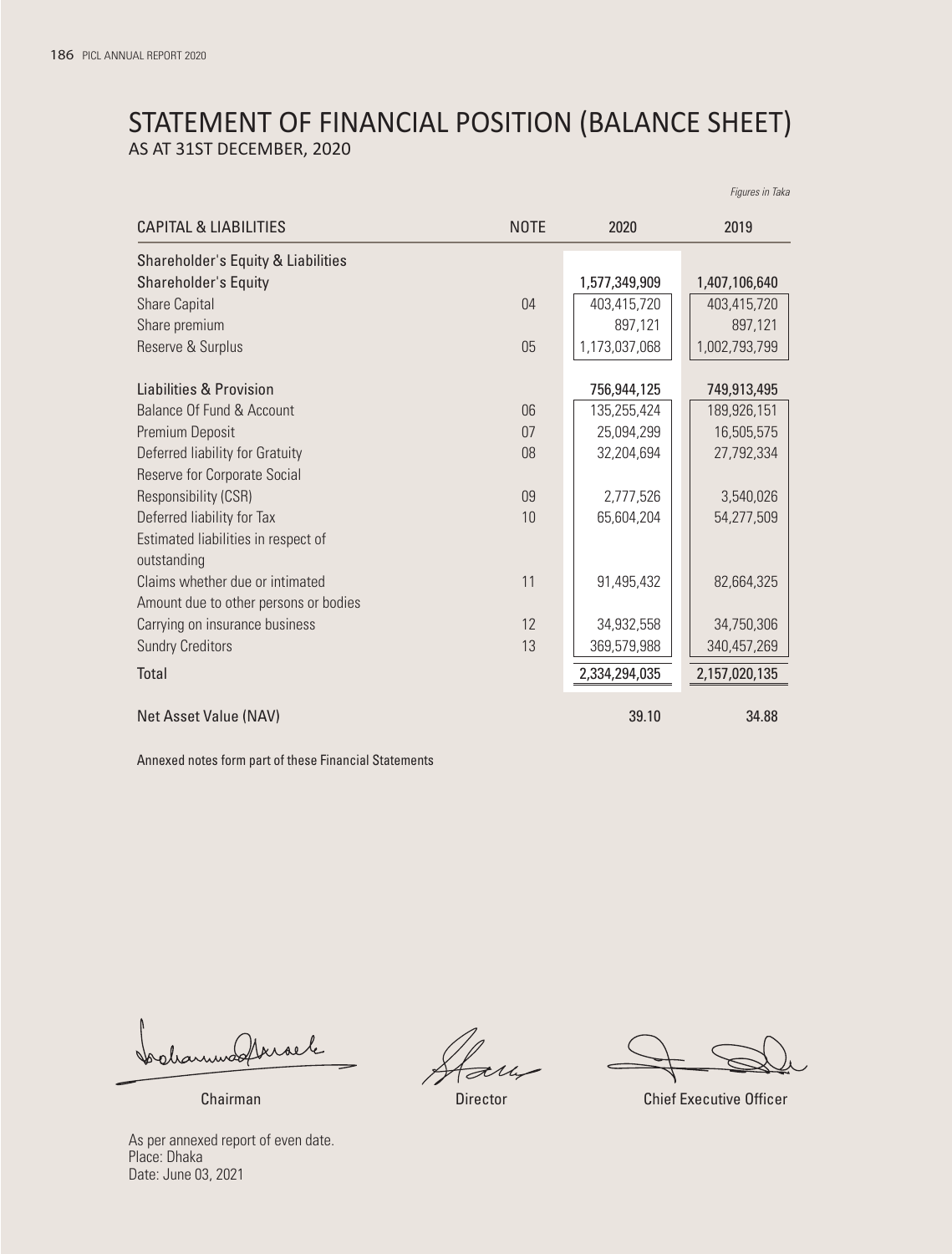# STATEMENT OF FINANCIAL POSITION (BALANCE SHEET)

AS AT 31ST DECEMBER, 2020

*Figures in Taka*

| CAPITAL & LIABILITIES | NOTE | 2020 | 2019 |
|---|---|---|---|
| **Shareholder's Equity & Liabilities** | | | |
| **Shareholder's Equity** | | **1,577,349,909** | **1,407,106,640** |
| Share Capital | 04 | 403,415,720 | 403,415,720 |
| Share premium | | 897,121 | 897,121 |
| Reserve & Surplus | 05 | 1,173,037,068 | 1,002,793,799 |
| | | | |
| **Liabilities & Provision** | | **756,944,125** | **749,913,495** |
| Balance Of Fund & Account | 06 | 135,255,424 | 189,926,151 |
| Premium Deposit | 07 | 25,094,299 | 16,505,575 |
| Deferred liability for Gratuity | 08 | 32,204,694 | 27,792,334 |
| Reserve for Corporate Social Responsibility (CSR) | 09 | 2,777,526 | 3,540,026 |
| Deferred liability for Tax | 10 | 65,604,204 | 54,277,509 |
| Estimated liabilities in respect of outstanding | | | |
| Claims whether due or intimated | 11 | 91,495,432 | 82,664,325 |
| Amount due to other persons or bodies | | | |
| Carrying on insurance business | 12 | 34,932,558 | 34,750,306 |
| Sundry Creditors | 13 | 369,579,988 | 340,457,269 |
| **Total** | | **2,334,294,035** | **2,157,020,135** |
| | | | |
| **Net Asset Value (NAV)** | | **39.10** | **34.88** |

Annexed notes form part of these Financial Statements

Chairman — Director — Chief Executive Officer

As per annexed report of even date.
Place: Dhaka
Date: June 03, 2021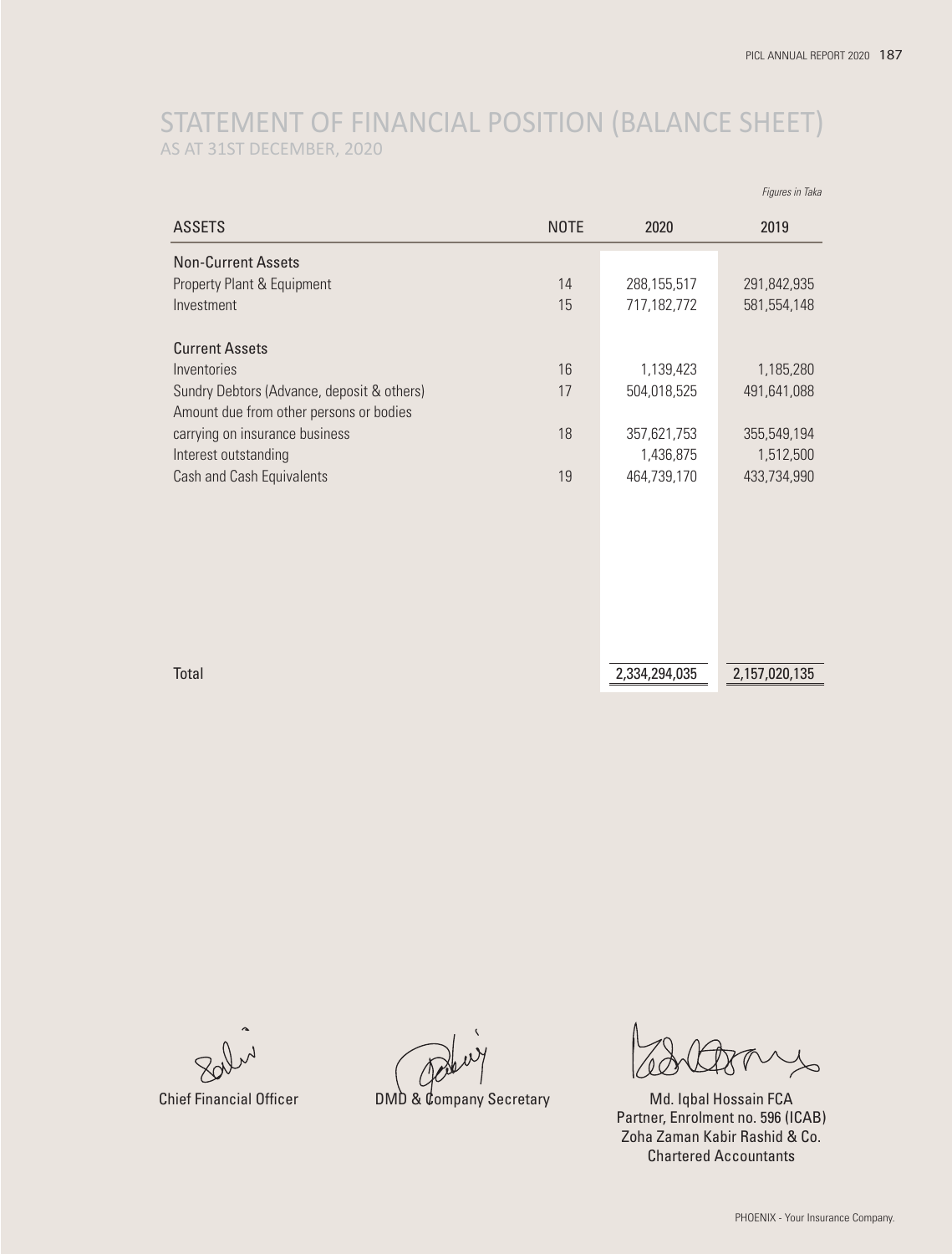# STATEMENT OF FINANCIAL POSITION (BALANCE SHEET)

AS AT 31ST DECEMBER, 2020

*Figures in Taka*

| ASSETS | NOTE | 2020 | 2019 |
|---|---|---|---|
| **Non-Current Assets** | | | |
| Property Plant & Equipment | 14 | 288,155,517 | 291,842,935 |
| Investment | 15 | 717,182,772 | 581,554,148 |
| **Current Assets** | | | |
| Inventories | 16 | 1,139,423 | 1,185,280 |
| Sundry Debtors (Advance, deposit & others) | 17 | 504,018,525 | 491,641,088 |
| Amount due from other persons or bodies carrying on insurance business | 18 | 357,621,753 | 355,549,194 |
| Interest outstanding | | 1,436,875 | 1,512,500 |
| Cash and Cash Equivalents | 19 | 464,739,170 | 433,734,990 |
| Total | | 2,334,294,035 | 2,157,020,135 |

Chief Financial Officer

DMD & Company Secretary

Md. Iqbal Hossain FCA
Partner, Enrolment no. 596 (ICAB)
Zoha Zaman Kabir Rashid & Co.
Chartered Accountants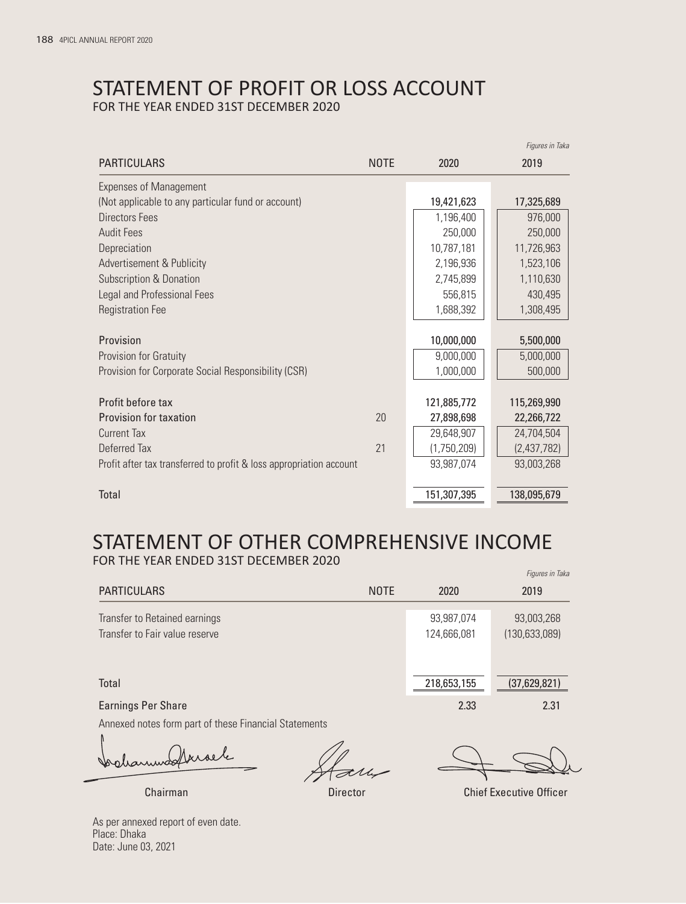# STATEMENT OF PROFIT OR LOSS ACCOUNT

FOR THE YEAR ENDED 31ST DECEMBER 2020

*Figures in Taka*

| PARTICULARS | NOTE | 2020 | 2019 |
|---|---|---|---|
| Expenses of Management | | | |
| (Not applicable to any particular fund or account) | | **19,421,623** | **17,325,689** |
| Directors Fees | | 1,196,400 | 976,000 |
| Audit Fees | | 250,000 | 250,000 |
| Depreciation | | 10,787,181 | 11,726,963 |
| Advertisement & Publicity | | 2,196,936 | 1,523,106 |
| Subscription & Donation | | 2,745,899 | 1,110,630 |
| Legal and Professional Fees | | 556,815 | 430,495 |
| Registration Fee | | 1,688,392 | 1,308,495 |
| | | | |
| Provision | | **10,000,000** | **5,500,000** |
| Provision for Gratuity | | 9,000,000 | 5,000,000 |
| Provision for Corporate Social Responsibility (CSR) | | 1,000,000 | 500,000 |
| | | | |
| Profit before tax | | **121,885,772** | **115,269,990** |
| Provision for taxation | 20 | **27,898,698** | **22,266,722** |
| Current Tax | | 29,648,907 | 24,704,504 |
| Deferred Tax | 21 | (1,750,209) | (2,437,782) |
| Profit after tax transferred to profit & loss appropriation account | | 93,987,074 | 93,003,268 |
| | | | |
| Total | | 151,307,395 | 138,095,679 |

# STATEMENT OF OTHER COMPREHENSIVE INCOME

FOR THE YEAR ENDED 31ST DECEMBER 2020

*Figures in Taka*

| PARTICULARS | NOTE | 2020 | 2019 |
|---|---|---|---|
| Transfer to Retained earnings | | 93,987,074 | 93,003,268 |
| Transfer to Fair value reserve | | 124,666,081 | (130,633,089) |
| | | | |
| Total | | 218,653,155 | (37,629,821) |
| Earnings Per Share | | **2.33** | **2.31** |

Annexed notes form part of these Financial Statements

Chairman | Director | Chief Executive Officer

As per annexed report of even date.
Place: Dhaka
Date: June 03, 2021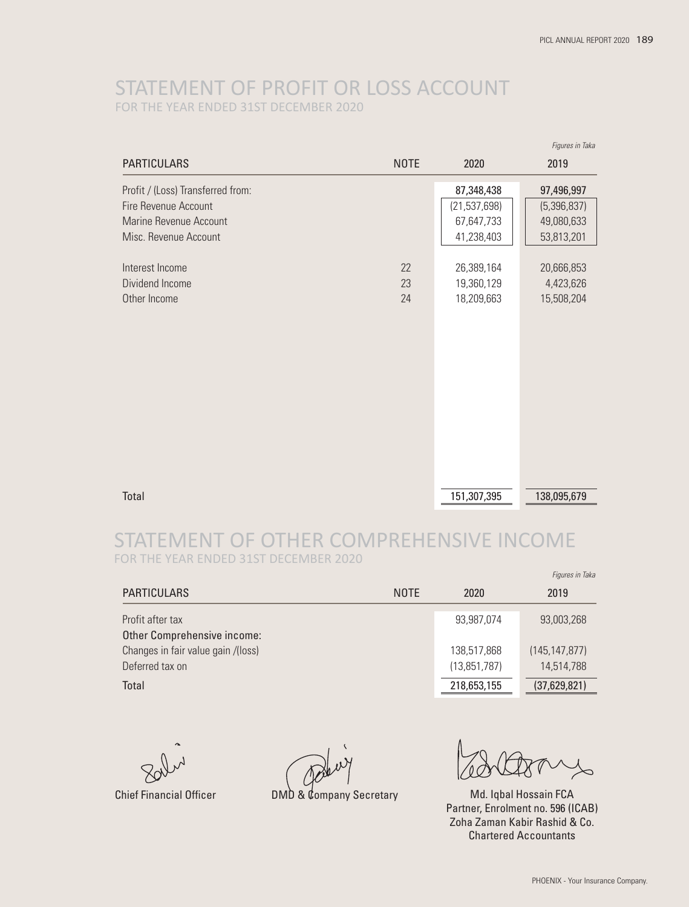# STATEMENT OF PROFIT OR LOSS ACCOUNT

FOR THE YEAR ENDED 31ST DECEMBER 2020

*Figures in Taka*

| PARTICULARS | NOTE | 2020 | 2019 |
|---|---|---|---|
| Profit / (Loss) Transferred from: | | **87,348,438** | **97,496,997** |
| Fire Revenue Account | | (21,537,698) | (5,396,837) |
| Marine Revenue Account | | 67,647,733 | 49,080,633 |
| Misc. Revenue Account | | 41,238,403 | 53,813,201 |
| Interest Income | 22 | 26,389,164 | 20,666,853 |
| Dividend Income | 23 | 19,360,129 | 4,423,626 |
| Other Income | 24 | 18,209,663 | 15,508,204 |
| Total | | 151,307,395 | 138,095,679 |

# STATEMENT OF OTHER COMPREHENSIVE INCOME

FOR THE YEAR ENDED 31ST DECEMBER 2020

*Figures in Taka*

| PARTICULARS | NOTE | 2020 | 2019 |
|---|---|---|---|
| Profit after tax | | 93,987,074 | 93,003,268 |
| Other Comprehensive income: | | | |
| Changes in fair value gain /(loss) | | 138,517,868 | (145,147,877) |
| Deferred tax on | | (13,851,787) | 14,514,788 |
| Total | | 218,653,155 | (37,629,821) |

Chief Financial Officer

DMD & Company Secretary

Md. Iqbal Hossain FCA
Partner, Enrolment no. 596 (ICAB)
Zoha Zaman Kabir Rashid & Co.
Chartered Accountants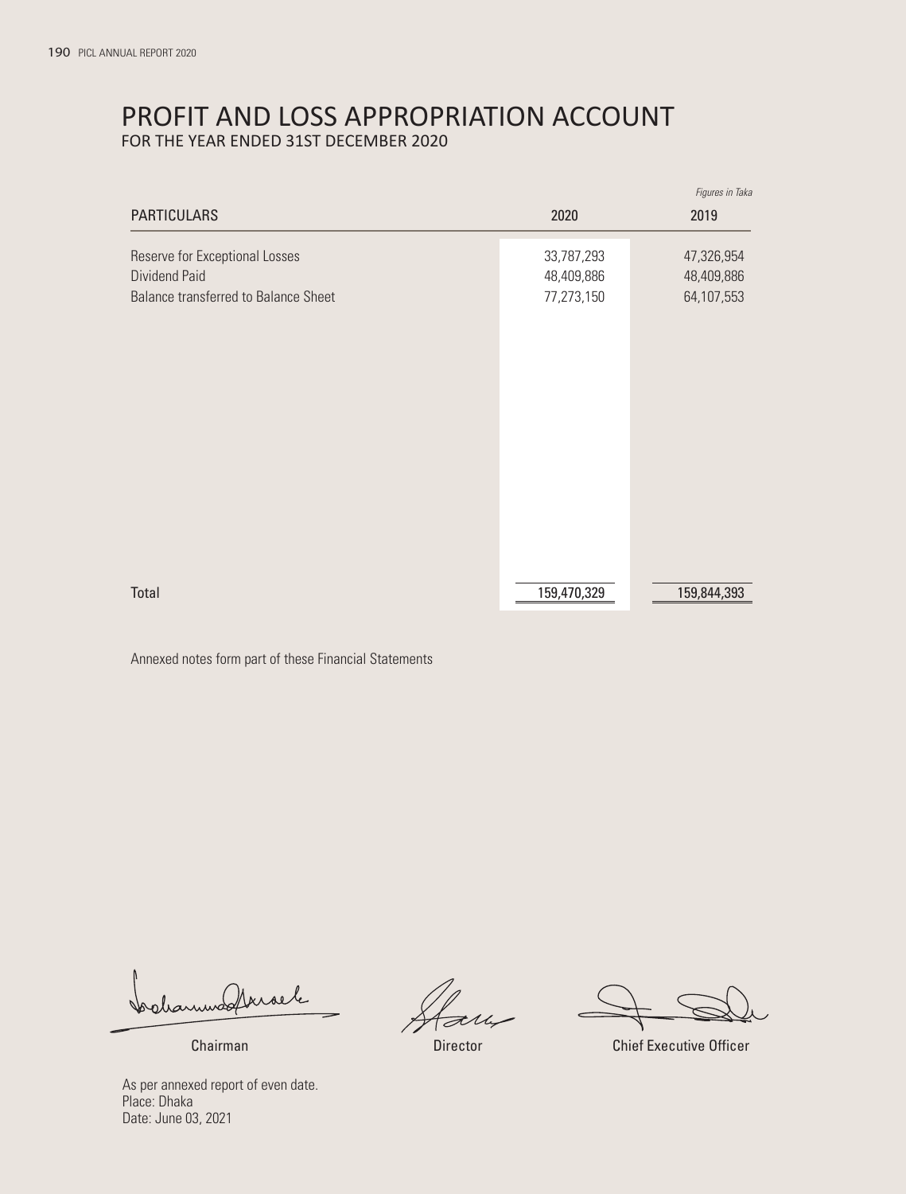# PROFIT AND LOSS APPROPRIATION ACCOUNT

FOR THE YEAR ENDED 31ST DECEMBER 2020

*Figures in Taka*

| PARTICULARS | 2020 | 2019 |
|---|---|---|
| Reserve for Exceptional Losses | 33,787,293 | 47,326,954 |
| Dividend Paid | 48,409,886 | 48,409,886 |
| Balance transferred to Balance Sheet | 77,273,150 | 64,107,553 |
| Total | 159,470,329 | 159,844,393 |

Annexed notes form part of these Financial Statements

Chairman | Director | Chief Executive Officer

As per annexed report of even date.
Place: Dhaka
Date: June 03, 2021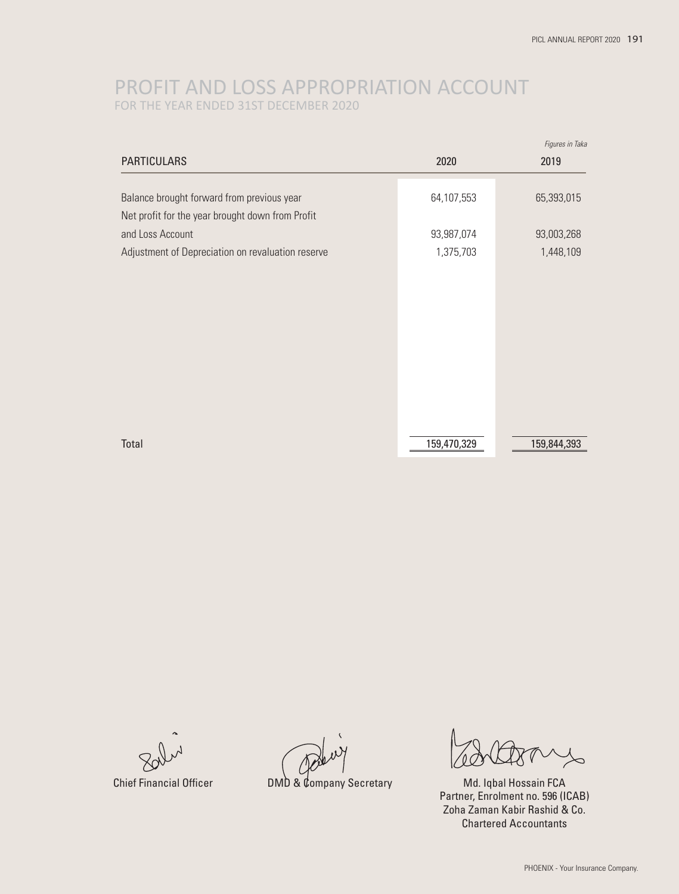# PROFIT AND LOSS APPROPRIATION ACCOUNT

## FOR THE YEAR ENDED 31ST DECEMBER 2020

*Figures in Taka*

| PARTICULARS | 2020 | 2019 |
|---|---|---|
| Balance brought forward from previous year | 64,107,553 | 65,393,015 |
| Net profit for the year brought down from Profit and Loss Account | 93,987,074 | 93,003,268 |
| Adjustment of Depreciation on revaluation reserve | 1,375,703 | 1,448,109 |
| Total | 159,470,329 | 159,844,393 |

Chief Financial Officer

DMD & Company Secretary

Md. Iqbal Hossain FCA
Partner, Enrolment no. 596 (ICAB)
Zoha Zaman Kabir Rashid & Co.
Chartered Accountants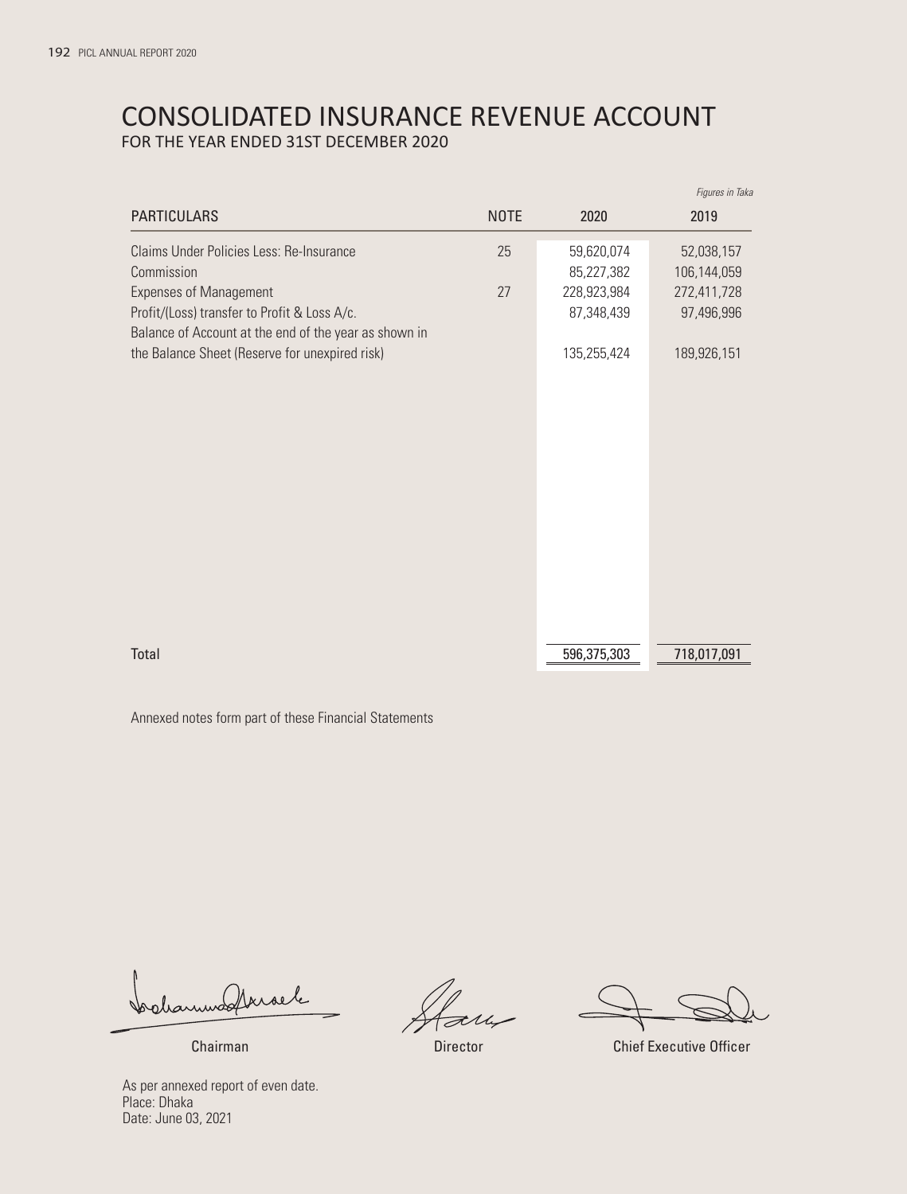# CONSOLIDATED INSURANCE REVENUE ACCOUNT

FOR THE YEAR ENDED 31ST DECEMBER 2020

*Figures in Taka*

| PARTICULARS | NOTE | 2020 | 2019 |
|---|---|---|---|
| Claims Under Policies Less: Re-Insurance | 25 | 59,620,074 | 52,038,157 |
| Commission | | 85,227,382 | 106,144,059 |
| Expenses of Management | 27 | 228,923,984 | 272,411,728 |
| Profit/(Loss) transfer to Profit & Loss A/c. | | 87,348,439 | 97,496,996 |
| Balance of Account at the end of the year as shown in the Balance Sheet (Reserve for unexpired risk) | | 135,255,424 | 189,926,151 |
| Total | | 596,375,303 | 718,017,091 |

Annexed notes form part of these Financial Statements

Chairman | Director | Chief Executive Officer

As per annexed report of even date.
Place: Dhaka
Date: June 03, 2021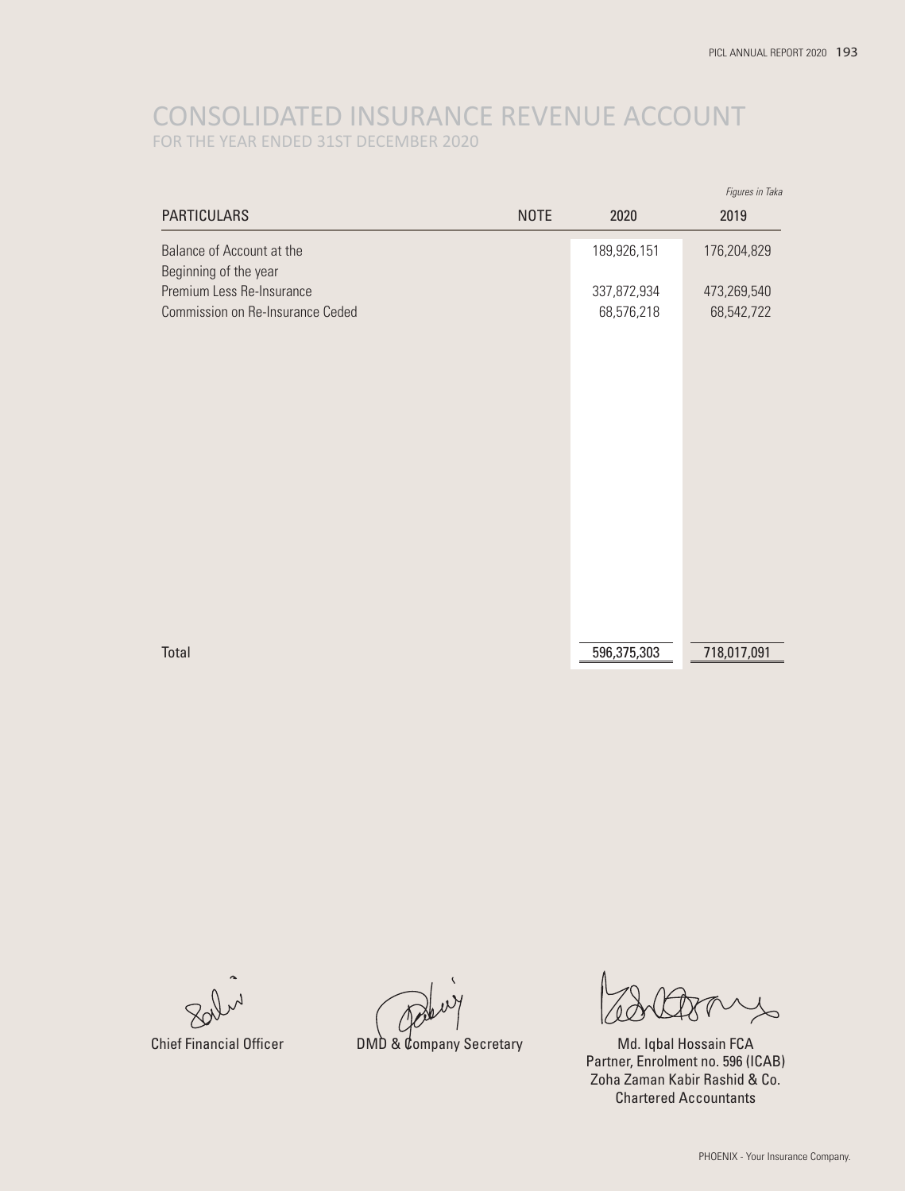# CONSOLIDATED INSURANCE REVENUE ACCOUNT

FOR THE YEAR ENDED 31ST DECEMBER 2020

*Figures in Taka*

| PARTICULARS | NOTE | 2020 | 2019 |
|---|---|---|---|
| Balance of Account at the Beginning of the year | | 189,926,151 | 176,204,829 |
| Premium Less Re-Insurance | | 337,872,934 | 473,269,540 |
| Commission on Re-Insurance Ceded | | 68,576,218 | 68,542,722 |
| Total | | 596,375,303 | 718,017,091 |

Chief Financial Officer

DMD & Company Secretary

Md. Iqbal Hossain FCA
Partner, Enrolment no. 596 (ICAB)
Zoha Zaman Kabir Rashid & Co.
Chartered Accountants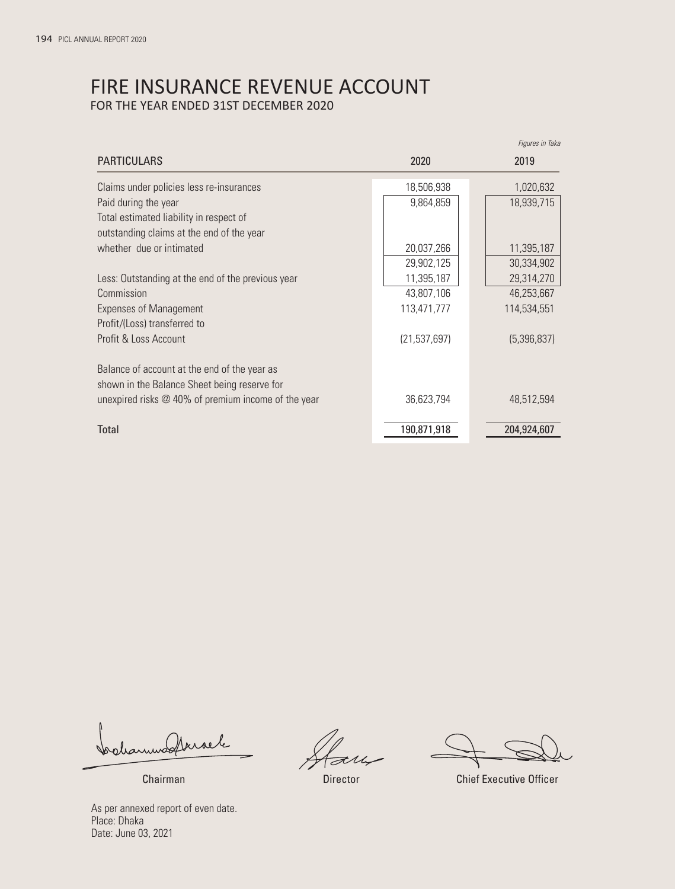# FIRE INSURANCE REVENUE ACCOUNT

FOR THE YEAR ENDED 31ST DECEMBER 2020

*Figures in Taka*

| PARTICULARS | 2020 | 2019 |
|---|---|---|
| Claims under policies less re-insurances | 18,506,938 | 1,020,632 |
| Paid during the year | 9,864,859 | 18,939,715 |
| Total estimated liability in respect of outstanding claims at the end of the year whether due or intimated | 20,037,266 | 11,395,187 |
| | 29,902,125 | 30,334,902 |
| Less: Outstanding at the end of the previous year | 11,395,187 | 29,314,270 |
| Commission | 43,807,106 | 46,253,667 |
| Expenses of Management | 113,471,777 | 114,534,551 |
| Profit/(Loss) transferred to Profit & Loss Account | (21,537,697) | (5,396,837) |
| Balance of account at the end of the year as shown in the Balance Sheet being reserve for unexpired risks @ 40% of premium income of the year | 36,623,794 | 48,512,594 |
| Total | 190,871,918 | 204,924,607 |

Chairman | Director | Chief Executive Officer

As per annexed report of even date.
Place: Dhaka
Date: June 03, 2021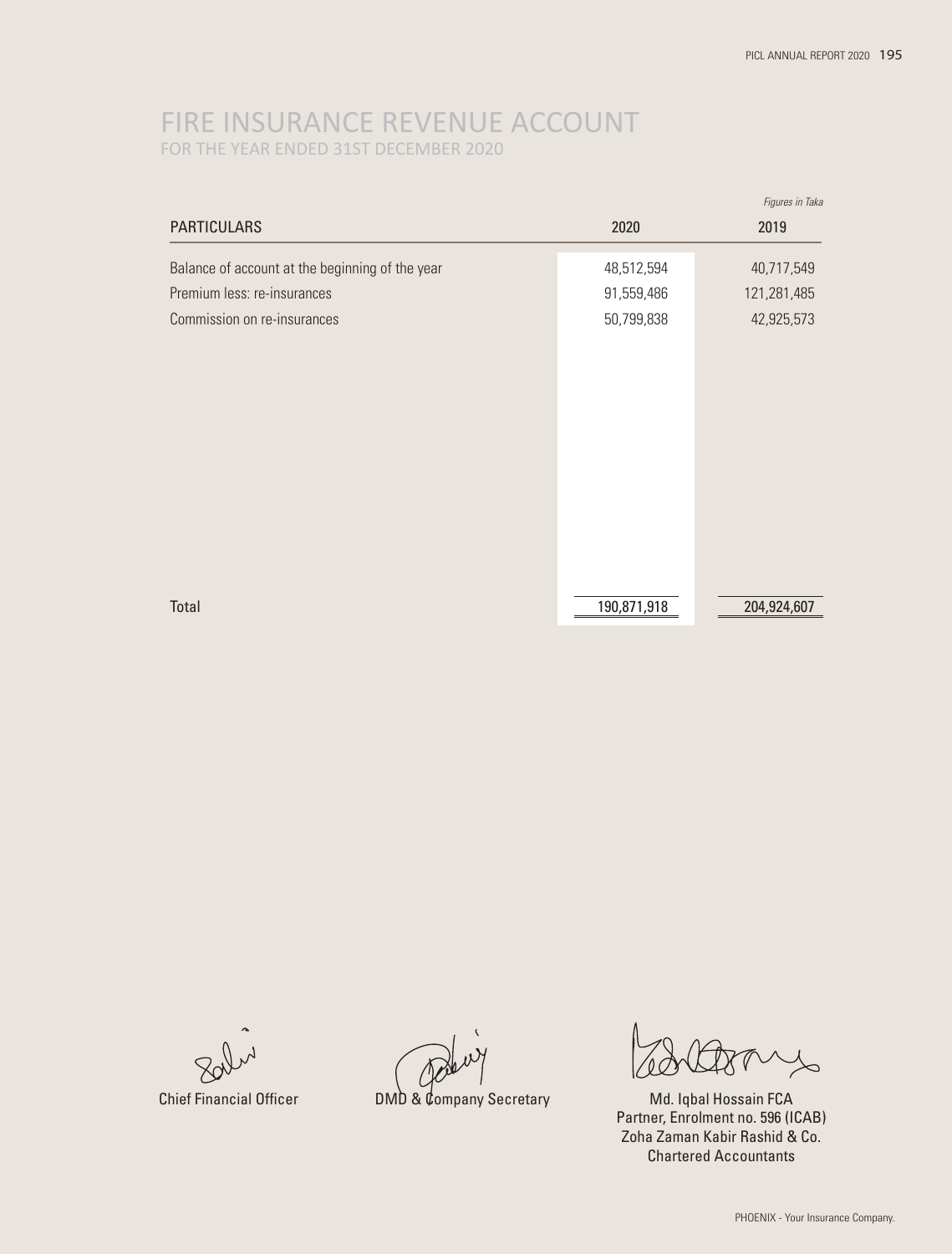# FIRE INSURANCE REVENUE ACCOUNT
## FOR THE YEAR ENDED 31ST DECEMBER 2020

*Figures in Taka*

| PARTICULARS | 2020 | 2019 |
|---|---|---|
| Balance of account at the beginning of the year | 48,512,594 | 40,717,549 |
| Premium less: re-insurances | 91,559,486 | 121,281,485 |
| Commission on re-insurances | 50,799,838 | 42,925,573 |
| Total | 190,871,918 | 204,924,607 |

Chief Financial Officer

DMD & Company Secretary

Md. Iqbal Hossain FCA
Partner, Enrolment no. 596 (ICAB)
Zoha Zaman Kabir Rashid & Co.
Chartered Accountants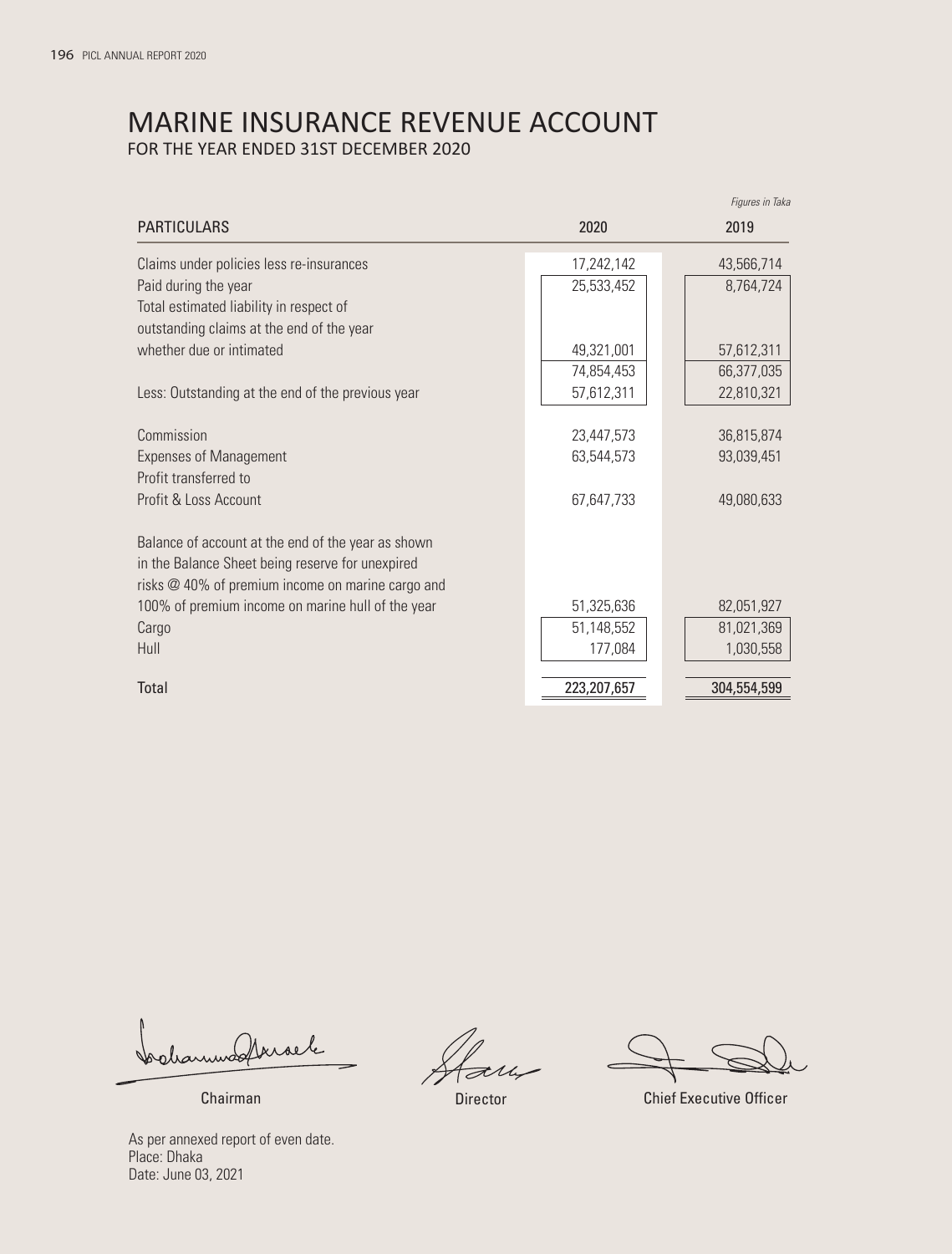# MARINE INSURANCE REVENUE ACCOUNT

FOR THE YEAR ENDED 31ST DECEMBER 2020

*Figures in Taka*

| PARTICULARS | 2020 | 2019 |
|---|---|---|
| Claims under policies less re-insurances | 17,242,142 | 43,566,714 |
| Paid during the year | 25,533,452 | 8,764,724 |
| Total estimated liability in respect of outstanding claims at the end of the year whether due or intimated | 49,321,001 | 57,612,311 |
| | 74,854,453 | 66,377,035 |
| Less: Outstanding at the end of the previous year | 57,612,311 | 22,810,321 |
| Commission | 23,447,573 | 36,815,874 |
| Expenses of Management | 63,544,573 | 93,039,451 |
| Profit transferred to Profit & Loss Account | 67,647,733 | 49,080,633 |
| Balance of account at the end of the year as shown in the Balance Sheet being reserve for unexpired risks @ 40% of premium income on marine cargo and 100% of premium income on marine hull of the year | 51,325,636 | 82,051,927 |
| Cargo | 51,148,552 | 81,021,369 |
| Hull | 177,084 | 1,030,558 |
| **Total** | **223,207,657** | **304,554,599** |

Chairman | Director | Chief Executive Officer

As per annexed report of even date.
Place: Dhaka
Date: June 03, 2021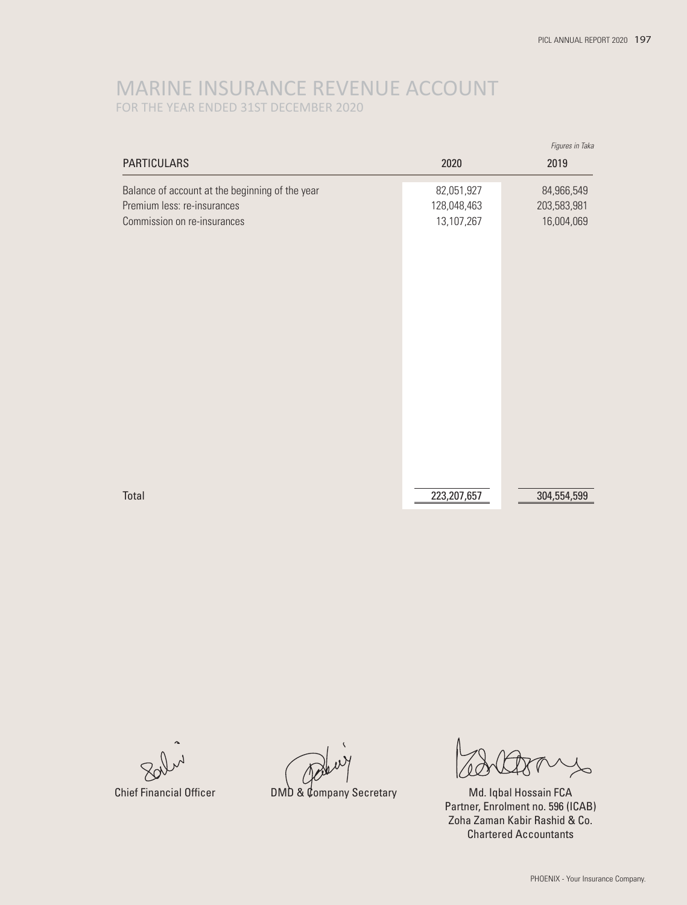# MARINE INSURANCE REVENUE ACCOUNT
FOR THE YEAR ENDED 31ST DECEMBER 2020

*Figures in Taka*

| PARTICULARS | 2020 | 2019 |
|---|---|---|
| Balance of account at the beginning of the year | 82,051,927 | 84,966,549 |
| Premium less: re-insurances | 128,048,463 | 203,583,981 |
| Commission on re-insurances | 13,107,267 | 16,004,069 |
| Total | 223,207,657 | 304,554,599 |

Chief Financial Officer

DMD & Company Secretary

Md. Iqbal Hossain FCA
Partner, Enrolment no. 596 (ICAB)
Zoha Zaman Kabir Rashid & Co.
Chartered Accountants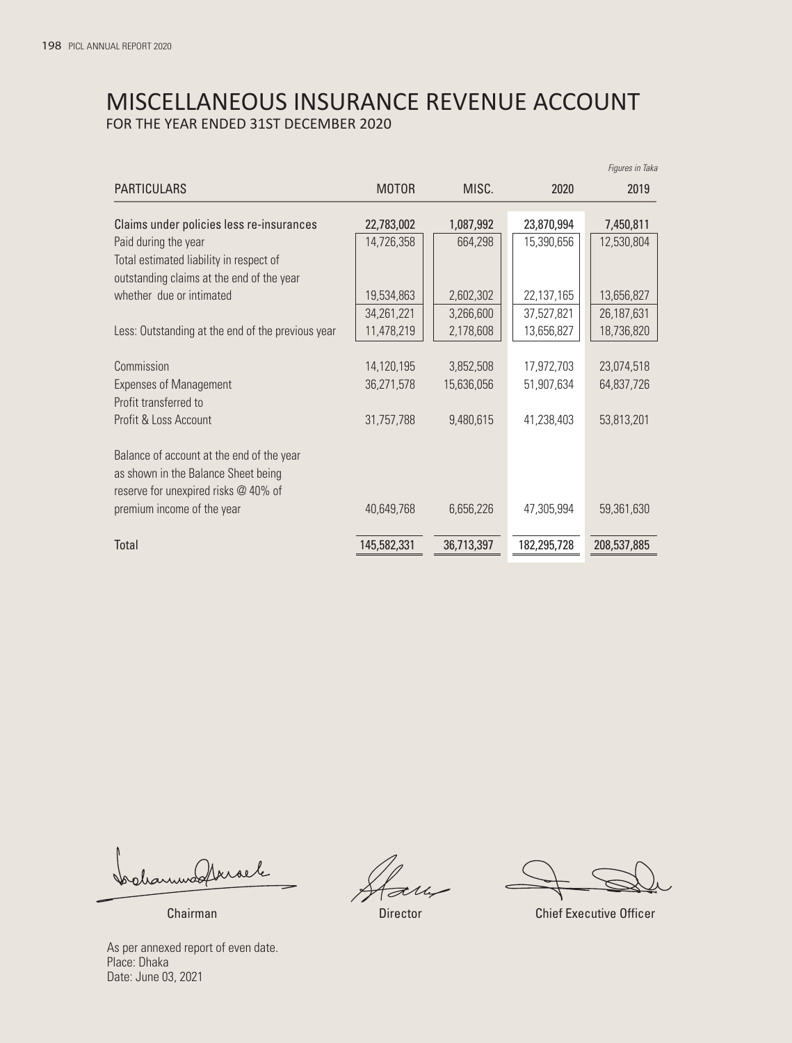# MISCELLANEOUS INSURANCE REVENUE ACCOUNT

FOR THE YEAR ENDED 31ST DECEMBER 2020

*Figures in Taka*

| PARTICULARS | MOTOR | MISC. | 2020 | 2019 |
|---|---|---|---|---|
| **Claims under policies less re-insurances** | **22,783,002** | **1,087,992** | **23,870,994** | **7,450,811** |
| Paid during the year | 14,726,358 | 664,298 | 15,390,656 | 12,530,804 |
| Total estimated liability in respect of outstanding claims at the end of the year whether due or intimated | 19,534,863 | 2,602,302 | 22,137,165 | 13,656,827 |
| | 34,261,221 | 3,266,600 | 37,527,821 | 26,187,631 |
| Less: Outstanding at the end of the previous year | 11,478,219 | 2,178,608 | 13,656,827 | 18,736,820 |
| Commission | 14,120,195 | 3,852,508 | 17,972,703 | 23,074,518 |
| Expenses of Management | 36,271,578 | 15,636,056 | 51,907,634 | 64,837,726 |
| Profit transferred to Profit & Loss Account | 31,757,788 | 9,480,615 | 41,238,403 | 53,813,201 |
| Balance of account at the end of the year as shown in the Balance Sheet being reserve for unexpired risks @ 40% of premium income of the year | 40,649,768 | 6,656,226 | 47,305,994 | 59,361,630 |
| Total | 145,582,331 | 36,713,397 | 182,295,728 | 208,537,885 |

Chairman　　　　Director　　　　Chief Executive Officer

As per annexed report of even date.
Place: Dhaka
Date: June 03, 2021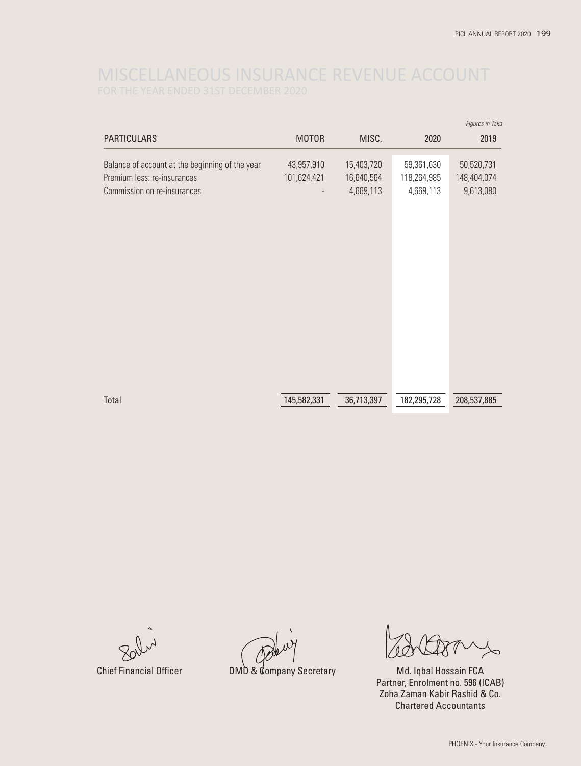# MISCELLANEOUS INSURANCE REVENUE ACCOUNT

## FOR THE YEAR ENDED 31ST DECEMBER 2020

*Figures in Taka*

| PARTICULARS | MOTOR | MISC. | 2020 | 2019 |
|---|---|---|---|---|
| Balance of account at the beginning of the year | 43,957,910 | 15,403,720 | 59,361,630 | 50,520,731 |
| Premium less: re-insurances | 101,624,421 | 16,640,564 | 118,264,985 | 148,404,074 |
| Commission on re-insurances | - | 4,669,113 | 4,669,113 | 9,613,080 |
| Total | 145,582,331 | 36,713,397 | 182,295,728 | 208,537,885 |

Chief Financial Officer

DMD & Company Secretary

Md. Iqbal Hossain FCA
Partner, Enrolment no. 596 (ICAB)
Zoha Zaman Kabir Rashid & Co.
Chartered Accountants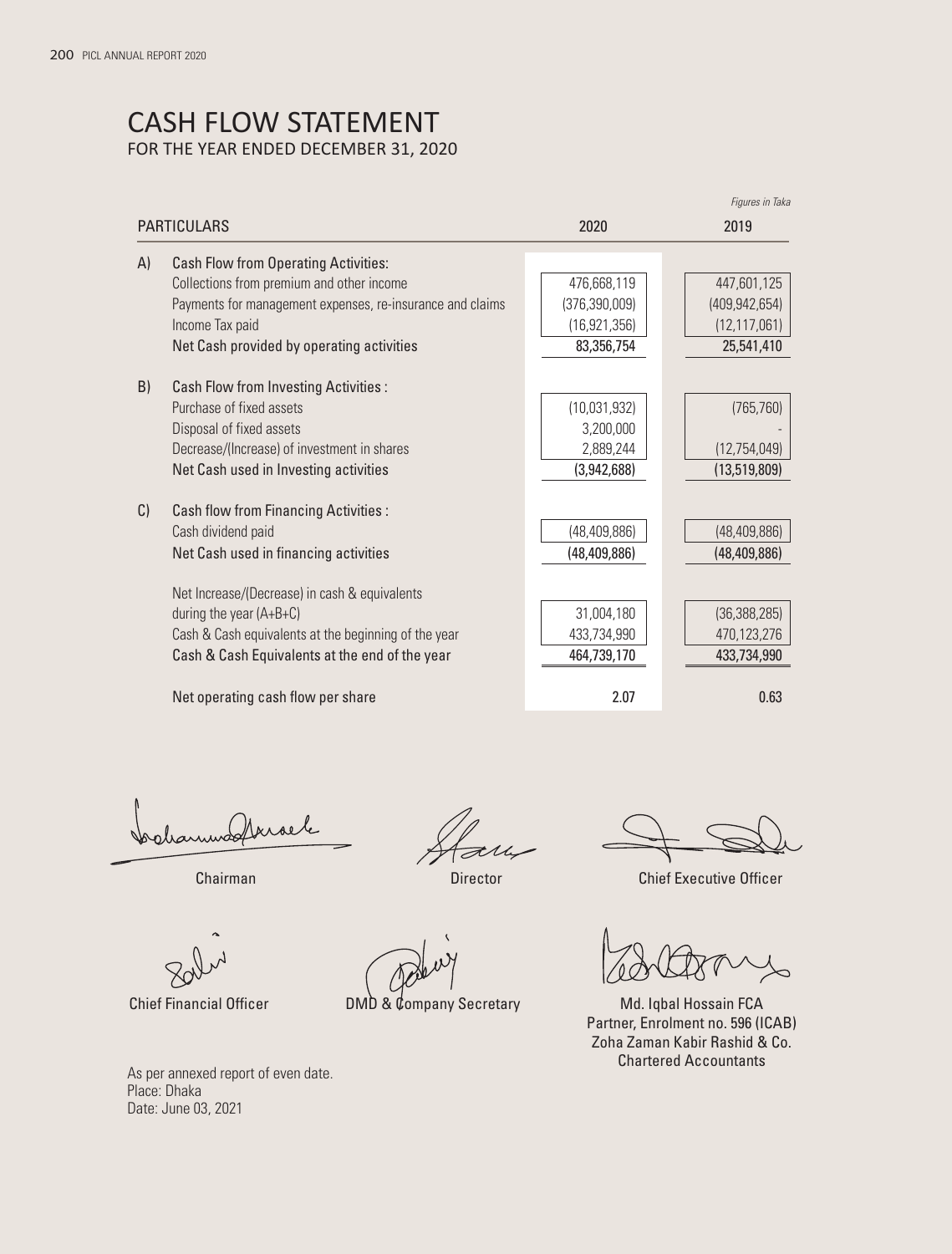# CASH FLOW STATEMENT

FOR THE YEAR ENDED DECEMBER 31, 2020

*Figures in Taka*

| | PARTICULARS | 2020 | 2019 |
|---|---|---|---|
| A) | **Cash Flow from Operating Activities:** | | |
| | Collections from premium and other income | 476,668,119 | 447,601,125 |
| | Payments for management expenses, re-insurance and claims | (376,390,009) | (409,942,654) |
| | Income Tax paid | (16,921,356) | (12,117,061) |
| | **Net Cash provided by operating activities** | **83,356,754** | **25,541,410** |
| B) | **Cash Flow from Investing Activities :** | | |
| | Purchase of fixed assets | (10,031,932) | (765,760) |
| | Disposal of fixed assets | 3,200,000 | - |
| | Decrease/(Increase) of investment in shares | 2,889,244 | (12,754,049) |
| | **Net Cash used in Investing activities** | **(3,942,688)** | **(13,519,809)** |
| C) | **Cash flow from Financing Activities :** | | |
| | Cash dividend paid | (48,409,886) | (48,409,886) |
| | **Net Cash used in financing activities** | **(48,409,886)** | **(48,409,886)** |
| | Net Increase/(Decrease) in cash & equivalents during the year (A+B+C) | 31,004,180 | (36,388,285) |
| | Cash & Cash equivalents at the beginning of the year | 433,734,990 | 470,123,276 |
| | **Cash & Cash Equivalents at the end of the year** | **464,739,170** | **433,734,990** |
| | **Net operating cash flow per share** | **2.07** | **0.63** |

Chairman

Director

Chief Executive Officer

Chief Financial Officer

DMD & Company Secretary

Md. Iqbal Hossain FCA
Partner, Enrolment no. 596 (ICAB)
Zoha Zaman Kabir Rashid & Co.
Chartered Accountants

As per annexed report of even date.
Place: Dhaka
Date: June 03, 2021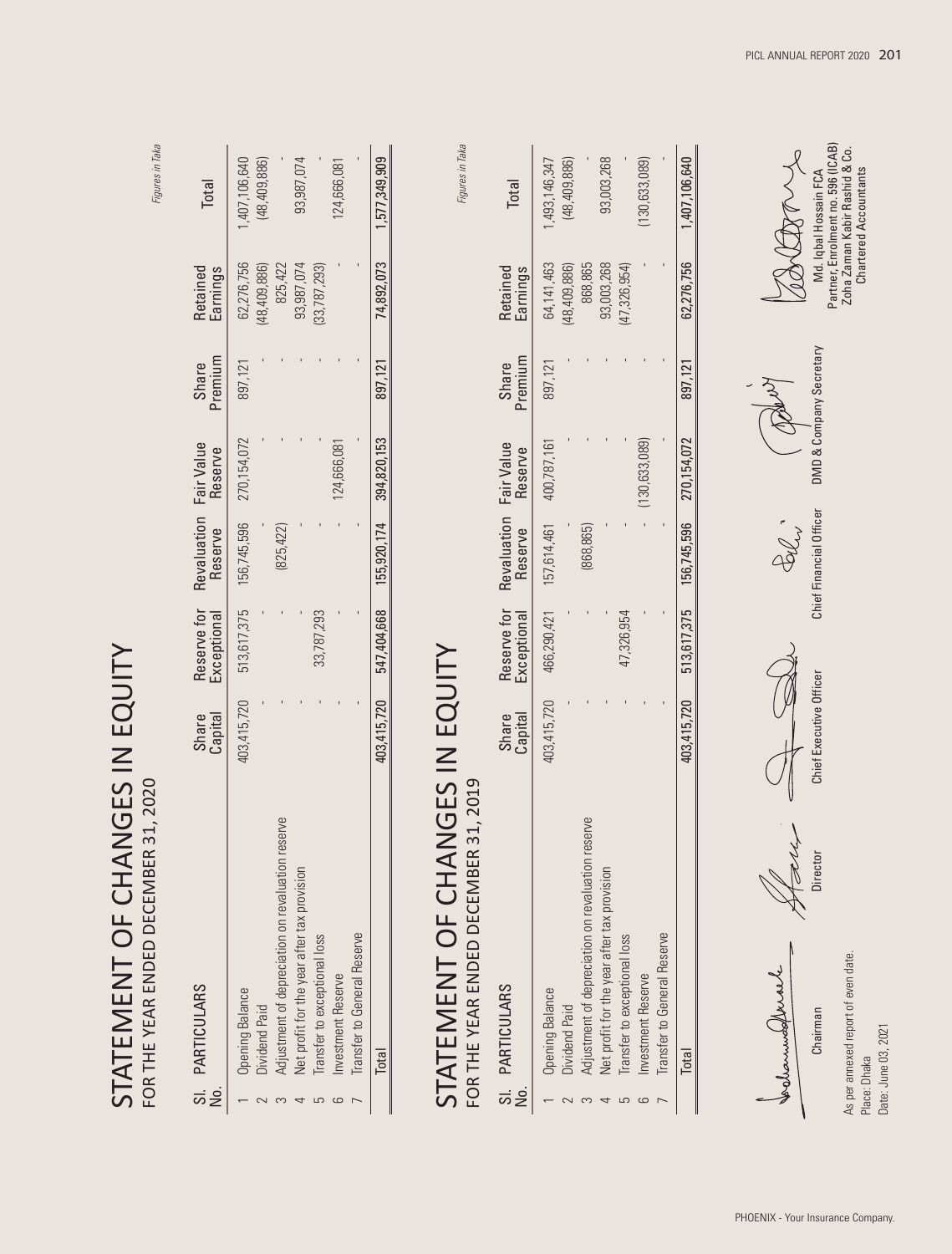# STATEMENT OF CHANGES IN EQUITY

## FOR THE YEAR ENDED DECEMBER 31, 2020

*Figures in Taka*

| Sl. No. | PARTICULARS | Share Capital | Reserve for Exceptional | Revaluation Reserve | Fair Value Reserve | Share Premium | Retained Earnings | Total |
|---|---|---|---|---|---|---|---|---|
| 1 | Opening Balance | 403,415,720 | 513,617,375 | 156,745,596 | 270,154,072 | 897,121 | 62,276,756 | 1,407,106,640 |
| 2 | Dividend Paid | - | - | - | - | - | (48,409,886) | (48,409,886) |
| 3 | Adjustment of depreciation on revaluation reserve | - | - | (825,422) | - | - | 825,422 | - |
| 4 | Net profit for the year after tax provision | - | - | - | - | - | 93,987,074 | 93,987,074 |
| 5 | Transfer to exceptional loss | - | 33,787,293 | - | - | - | (33,787,293) | - |
| 6 | Investment Reserve | - | - | - | 124,666,081 | - | - | 124,666,081 |
| 7 | Transfer to General Reserve | - | - | - | - | - | - | - |
| | **Total** | **403,415,720** | **547,404,668** | **155,920,174** | **394,820,153** | **897,121** | **74,892,073** | **1,577,349,909** |

# STATEMENT OF CHANGES IN EQUITY

## FOR THE YEAR ENDED DECEMBER 31, 2019

*Figures in Taka*

| Sl. No. | PARTICULARS | Share Capital | Reserve for Exceptional | Revaluation Reserve | Fair Value Reserve | Share Premium | Retained Earnings | Total |
|---|---|---|---|---|---|---|---|---|
| 1 | Opening Balance | 403,415,720 | 466,290,421 | 157,614,461 | 400,787,161 | 897,121 | 64,141,463 | 1,493,146,347 |
| 2 | Dividend Paid | - | - | - | - | - | (48,409,886) | (48,409,886) |
| 3 | Adjustment of depreciation on revaluation reserve | - | - | (868,865) | - | - | 868,865 | - |
| 4 | Net profit for the year after tax provision | - | - | - | - | - | 93,003,268 | 93,003,268 |
| 5 | Transfer to exceptional loss | - | 47,326,954 | - | - | - | (47,326,954) | - |
| 6 | Investment Reserve | - | - | - | (130,633,089) | - | - | (130,633,089) |
| 7 | Transfer to General Reserve | - | - | - | - | - | - | - |
| | **Total** | **403,415,720** | **513,617,375** | **156,745,596** | **270,154,072** | **897,121** | **62,276,756** | **1,407,106,640** |

Chairman | Director | Chief Executive Officer | Chief Financial Officer | DMD & Company Secretary

As per annexed report of even date.

Place: Dhaka
Date: June 03, 2021

Md. Iqbal Hossain FCA
Partner, Enrolment no. 596 (ICAB)
Zoha Zaman Kabir Rashid & Co.
Chartered Accountants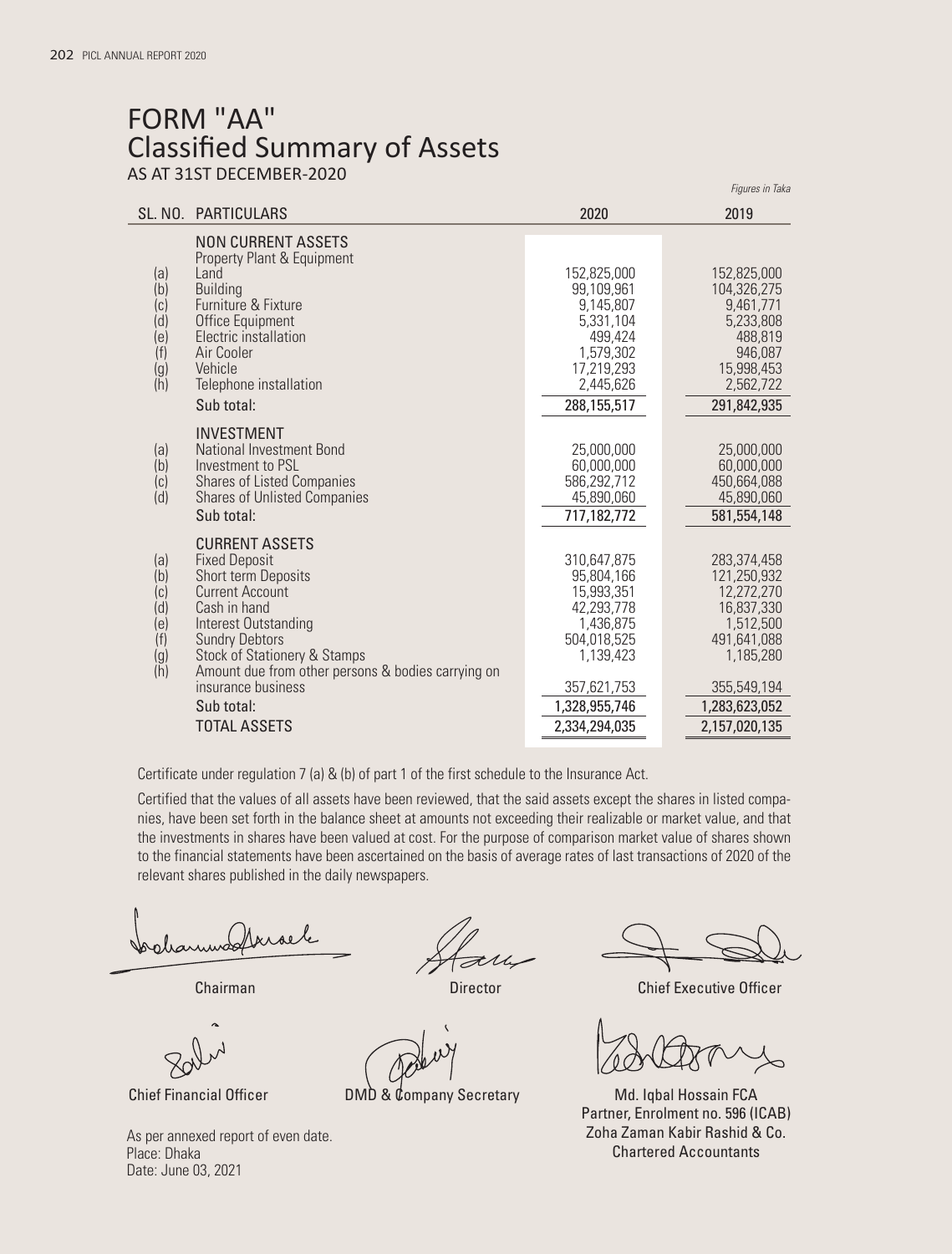# FORM "AA"
## Classified Summary of Assets
AS AT 31ST DECEMBER-2020

*Figures in Taka*

| SL. NO. | PARTICULARS | 2020 | 2019 |
|---|---|---|---|
| | **NON CURRENT ASSETS** | | |
| | Property Plant & Equipment | | |
| (a) | Land | 152,825,000 | 152,825,000 |
| (b) | Building | 99,109,961 | 104,326,275 |
| (c) | Furniture & Fixture | 9,145,807 | 9,461,771 |
| (d) | Office Equipment | 5,331,104 | 5,233,808 |
| (e) | Electric installation | 499,424 | 488,819 |
| (f) | Air Cooler | 1,579,302 | 946,087 |
| (g) | Vehicle | 17,219,293 | 15,998,453 |
| (h) | Telephone installation | 2,445,626 | 2,562,722 |
| | Sub total: | 288,155,517 | 291,842,935 |
| | **INVESTMENT** | | |
| (a) | National Investment Bond | 25,000,000 | 25,000,000 |
| (b) | Investment to PSL | 60,000,000 | 60,000,000 |
| (c) | Shares of Listed Companies | 586,292,712 | 450,664,088 |
| (d) | Shares of Unlisted Companies | 45,890,060 | 45,890,060 |
| | Sub total: | 717,182,772 | 581,554,148 |
| | **CURRENT ASSETS** | | |
| (a) | Fixed Deposit | 310,647,875 | 283,374,458 |
| (b) | Short term Deposits | 95,804,166 | 121,250,932 |
| (c) | Current Account | 15,993,351 | 12,272,270 |
| (d) | Cash in hand | 42,293,778 | 16,837,330 |
| (e) | Interest Outstanding | 1,436,875 | 1,512,500 |
| (f) | Sundry Debtors | 504,018,525 | 491,641,088 |
| (g) | Stock of Stationery & Stamps | 1,139,423 | 1,185,280 |
| (h) | Amount due from other persons & bodies carrying on insurance business | 357,621,753 | 355,549,194 |
| | Sub total: | 1,328,955,746 | 1,283,623,052 |
| | TOTAL ASSETS | 2,334,294,035 | 2,157,020,135 |

Certificate under regulation 7 (a) & (b) of part 1 of the first schedule to the Insurance Act.

Certified that the values of all assets have been reviewed, that the said assets except the shares in listed companies, have been set forth in the balance sheet at amounts not exceeding their realizable or market value, and that the investments in shares have been valued at cost. For the purpose of comparison market value of shares shown to the financial statements have been ascertained on the basis of average rates of last transactions of 2020 of the relevant shares published in the daily newspapers.

Chairman | Director | Chief Executive Officer

Chief Financial Officer | DMD & Company Secretary

Md. Iqbal Hossain FCA
Partner, Enrolment no. 596 (ICAB)
Zoha Zaman Kabir Rashid & Co.
Chartered Accountants

As per annexed report of even date.
Place: Dhaka
Date: June 03, 2021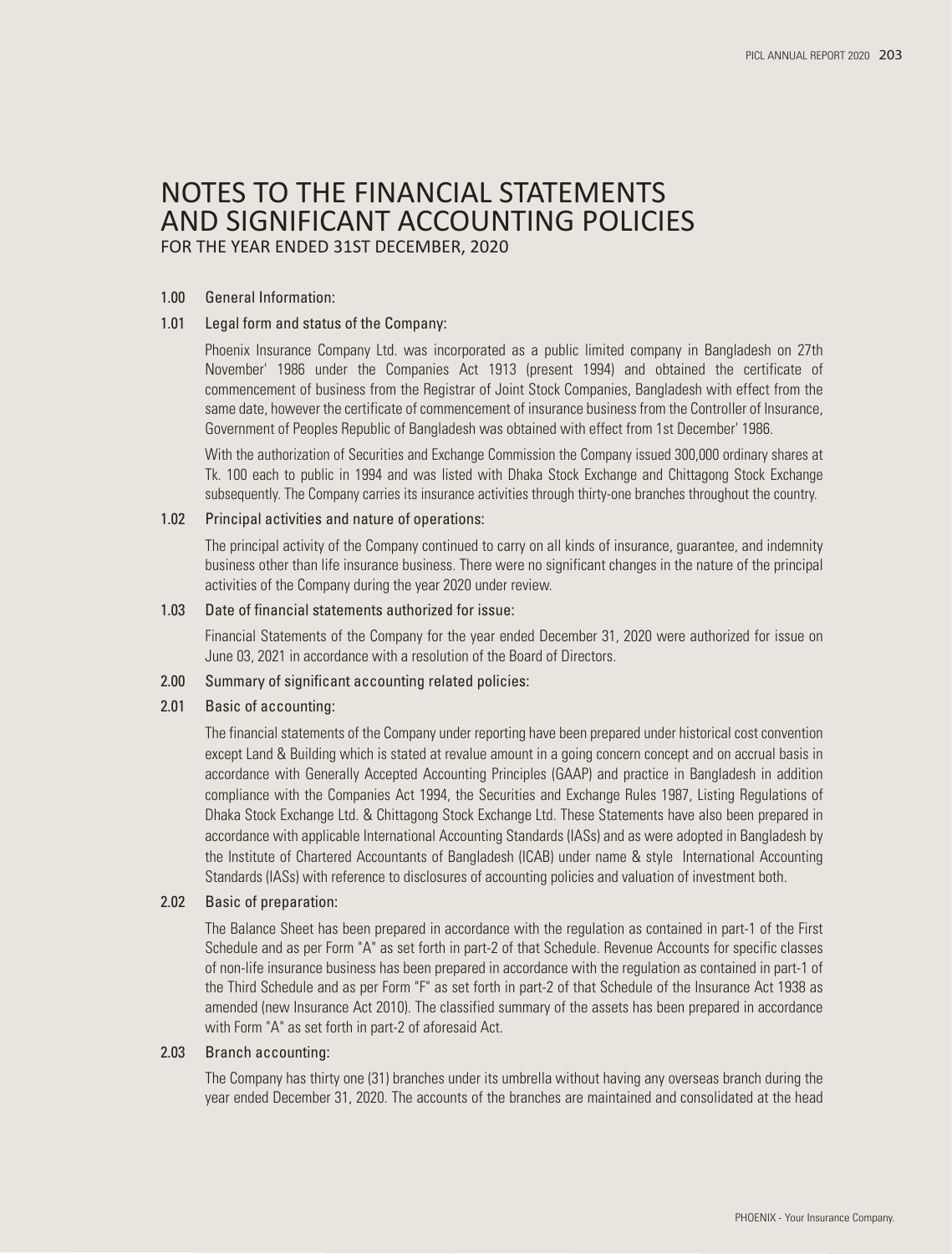# NOTES TO THE FINANCIAL STATEMENTS AND SIGNIFICANT ACCOUNTING POLICIES

FOR THE YEAR ENDED 31ST DECEMBER, 2020

## 1.00 General Information:

### 1.01 Legal form and status of the Company:

Phoenix Insurance Company Ltd. was incorporated as a public limited company in Bangladesh on 27th November' 1986 under the Companies Act 1913 (present 1994) and obtained the certificate of commencement of business from the Registrar of Joint Stock Companies, Bangladesh with effect from the same date, however the certificate of commencement of insurance business from the Controller of Insurance, Government of Peoples Republic of Bangladesh was obtained with effect from 1st December' 1986.

With the authorization of Securities and Exchange Commission the Company issued 300,000 ordinary shares at Tk. 100 each to public in 1994 and was listed with Dhaka Stock Exchange and Chittagong Stock Exchange subsequently. The Company carries its insurance activities through thirty-one branches throughout the country.

### 1.02 Principal activities and nature of operations:

The principal activity of the Company continued to carry on all kinds of insurance, guarantee, and indemnity business other than life insurance business. There were no significant changes in the nature of the principal activities of the Company during the year 2020 under review.

### 1.03 Date of financial statements authorized for issue:

Financial Statements of the Company for the year ended December 31, 2020 were authorized for issue on June 03, 2021 in accordance with a resolution of the Board of Directors.

## 2.00 Summary of significant accounting related policies:

### 2.01 Basic of accounting:

The financial statements of the Company under reporting have been prepared under historical cost convention except Land & Building which is stated at revalue amount in a going concern concept and on accrual basis in accordance with Generally Accepted Accounting Principles (GAAP) and practice in Bangladesh in addition compliance with the Companies Act 1994, the Securities and Exchange Rules 1987, Listing Regulations of Dhaka Stock Exchange Ltd. & Chittagong Stock Exchange Ltd. These Statements have also been prepared in accordance with applicable International Accounting Standards (IASs) and as were adopted in Bangladesh by the Institute of Chartered Accountants of Bangladesh (ICAB) under name & style International Accounting Standards (IASs) with reference to disclosures of accounting policies and valuation of investment both.

### 2.02 Basic of preparation:

The Balance Sheet has been prepared in accordance with the regulation as contained in part-1 of the First Schedule and as per Form "A" as set forth in part-2 of that Schedule. Revenue Accounts for specific classes of non-life insurance business has been prepared in accordance with the regulation as contained in part-1 of the Third Schedule and as per Form "F" as set forth in part-2 of that Schedule of the Insurance Act 1938 as amended (new Insurance Act 2010). The classified summary of the assets has been prepared in accordance with Form "A" as set forth in part-2 of aforesaid Act.

### 2.03 Branch accounting:

The Company has thirty one (31) branches under its umbrella without having any overseas branch during the year ended December 31, 2020. The accounts of the branches are maintained and consolidated at the head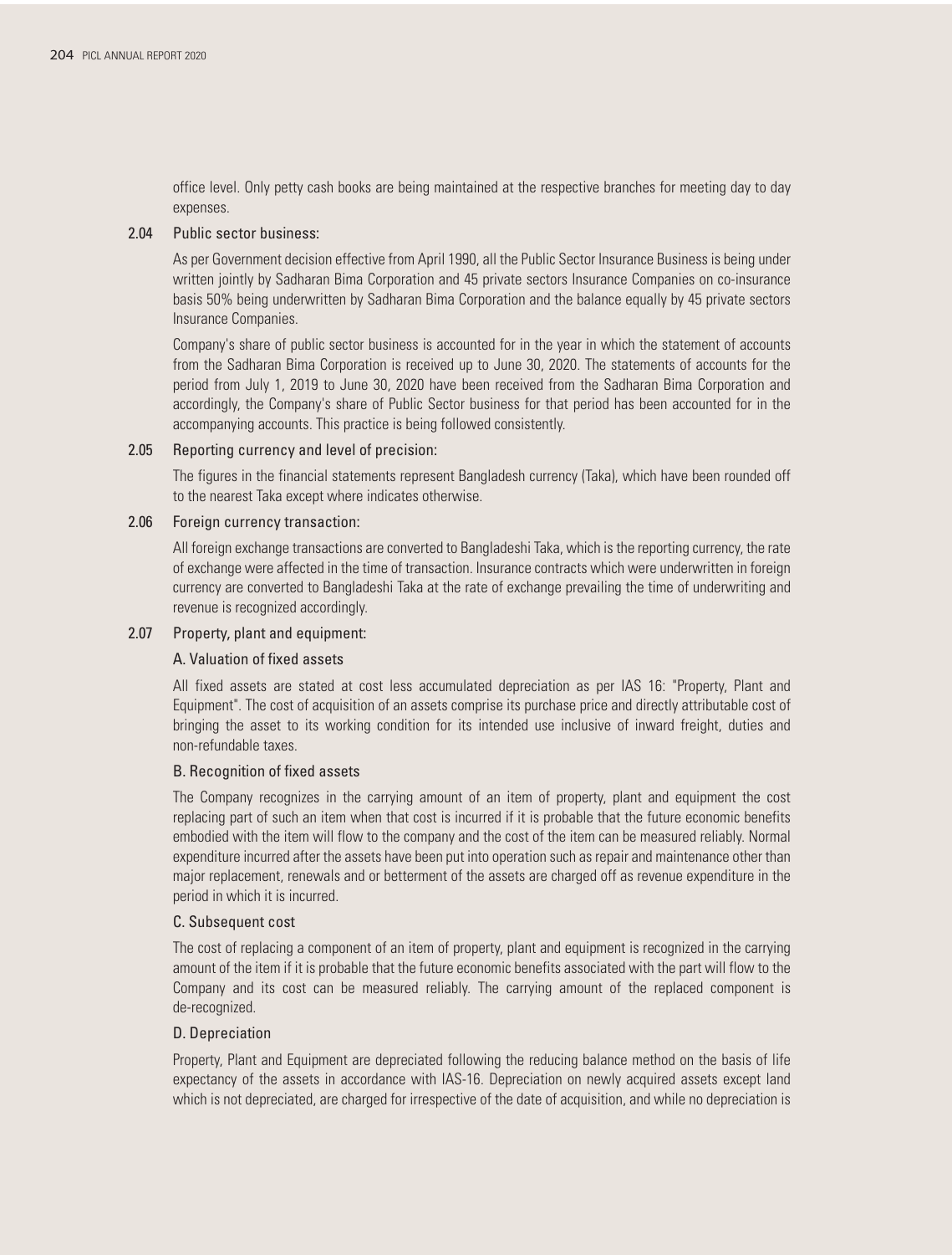office level. Only petty cash books are being maintained at the respective branches for meeting day to day expenses.

### 2.04 Public sector business:

As per Government decision effective from April 1990, all the Public Sector Insurance Business is being under written jointly by Sadharan Bima Corporation and 45 private sectors Insurance Companies on co-insurance basis 50% being underwritten by Sadharan Bima Corporation and the balance equally by 45 private sectors Insurance Companies.

Company's share of public sector business is accounted for in the year in which the statement of accounts from the Sadharan Bima Corporation is received up to June 30, 2020. The statements of accounts for the period from July 1, 2019 to June 30, 2020 have been received from the Sadharan Bima Corporation and accordingly, the Company's share of Public Sector business for that period has been accounted for in the accompanying accounts. This practice is being followed consistently.

### 2.05 Reporting currency and level of precision:

The figures in the financial statements represent Bangladesh currency (Taka), which have been rounded off to the nearest Taka except where indicates otherwise.

### 2.06 Foreign currency transaction:

All foreign exchange transactions are converted to Bangladeshi Taka, which is the reporting currency, the rate of exchange were affected in the time of transaction. Insurance contracts which were underwritten in foreign currency are converted to Bangladeshi Taka at the rate of exchange prevailing the time of underwriting and revenue is recognized accordingly.

### 2.07 Property, plant and equipment:

#### A. Valuation of fixed assets

All fixed assets are stated at cost less accumulated depreciation as per IAS 16: "Property, Plant and Equipment". The cost of acquisition of an assets comprise its purchase price and directly attributable cost of bringing the asset to its working condition for its intended use inclusive of inward freight, duties and non-refundable taxes.

#### B. Recognition of fixed assets

The Company recognizes in the carrying amount of an item of property, plant and equipment the cost replacing part of such an item when that cost is incurred if it is probable that the future economic benefits embodied with the item will flow to the company and the cost of the item can be measured reliably. Normal expenditure incurred after the assets have been put into operation such as repair and maintenance other than major replacement, renewals and or betterment of the assets are charged off as revenue expenditure in the period in which it is incurred.

#### C. Subsequent cost

The cost of replacing a component of an item of property, plant and equipment is recognized in the carrying amount of the item if it is probable that the future economic benefits associated with the part will flow to the Company and its cost can be measured reliably. The carrying amount of the replaced component is de-recognized.

#### D. Depreciation

Property, Plant and Equipment are depreciated following the reducing balance method on the basis of life expectancy of the assets in accordance with IAS-16. Depreciation on newly acquired assets except land which is not depreciated, are charged for irrespective of the date of acquisition, and while no depreciation is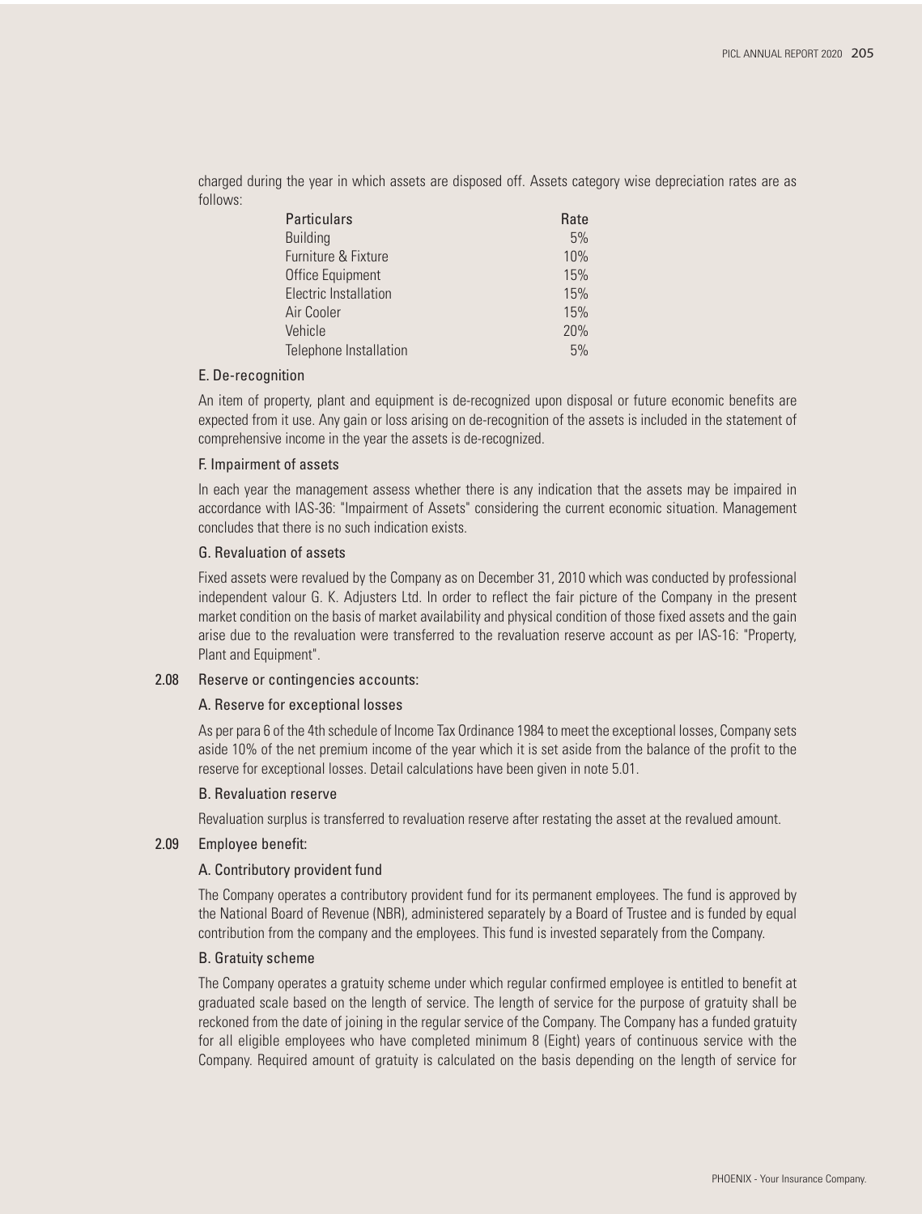charged during the year in which assets are disposed off. Assets category wise depreciation rates are as follows:

| Particulars | Rate |
|---|---|
| Building | 5% |
| Furniture & Fixture | 10% |
| Office Equipment | 15% |
| Electric Installation | 15% |
| Air Cooler | 15% |
| Vehicle | 20% |
| Telephone Installation | 5% |

#### E. De-recognition

An item of property, plant and equipment is de-recognized upon disposal or future economic benefits are expected from it use. Any gain or loss arising on de-recognition of the assets is included in the statement of comprehensive income in the year the assets is de-recognized.

#### F. Impairment of assets

In each year the management assess whether there is any indication that the assets may be impaired in accordance with IAS-36: "Impairment of Assets" considering the current economic situation. Management concludes that there is no such indication exists.

#### G. Revaluation of assets

Fixed assets were revalued by the Company as on December 31, 2010 which was conducted by professional independent valour G. K. Adjusters Ltd. In order to reflect the fair picture of the Company in the present market condition on the basis of market availability and physical condition of those fixed assets and the gain arise due to the revaluation were transferred to the revaluation reserve account as per IAS-16: "Property, Plant and Equipment".

### 2.08 Reserve or contingencies accounts:

#### A. Reserve for exceptional losses

As per para 6 of the 4th schedule of Income Tax Ordinance 1984 to meet the exceptional losses, Company sets aside 10% of the net premium income of the year which it is set aside from the balance of the profit to the reserve for exceptional losses. Detail calculations have been given in note 5.01.

#### B. Revaluation reserve

Revaluation surplus is transferred to revaluation reserve after restating the asset at the revalued amount.

### 2.09 Employee benefit:

#### A. Contributory provident fund

The Company operates a contributory provident fund for its permanent employees. The fund is approved by the National Board of Revenue (NBR), administered separately by a Board of Trustee and is funded by equal contribution from the company and the employees. This fund is invested separately from the Company.

#### B. Gratuity scheme

The Company operates a gratuity scheme under which regular confirmed employee is entitled to benefit at graduated scale based on the length of service. The length of service for the purpose of gratuity shall be reckoned from the date of joining in the regular service of the Company. The Company has a funded gratuity for all eligible employees who have completed minimum 8 (Eight) years of continuous service with the Company. Required amount of gratuity is calculated on the basis depending on the length of service for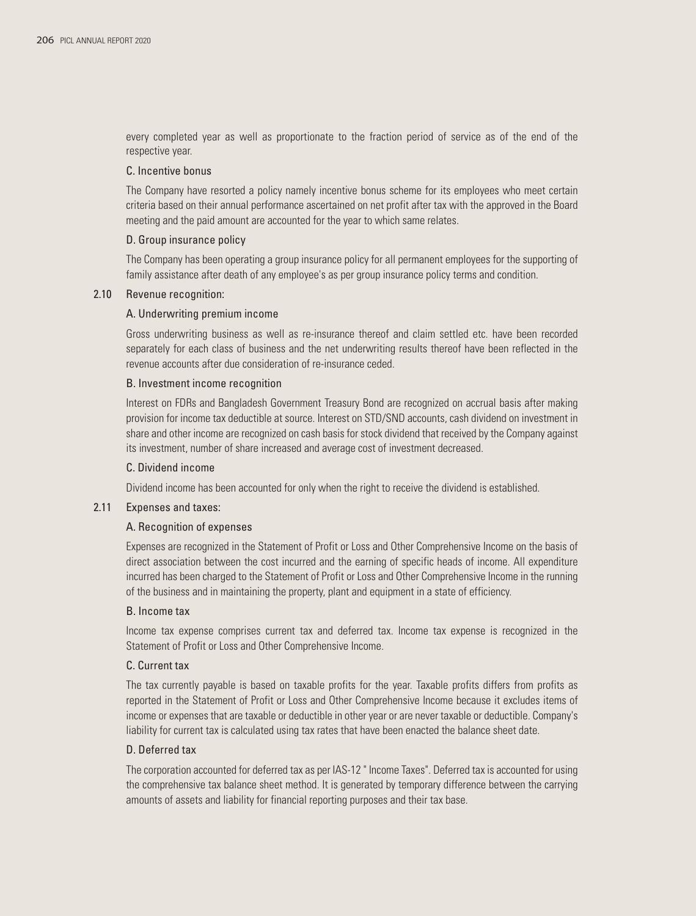every completed year as well as proportionate to the fraction period of service as of the end of the respective year.

#### C. Incentive bonus

The Company have resorted a policy namely incentive bonus scheme for its employees who meet certain criteria based on their annual performance ascertained on net profit after tax with the approved in the Board meeting and the paid amount are accounted for the year to which same relates.

#### D. Group insurance policy

The Company has been operating a group insurance policy for all permanent employees for the supporting of family assistance after death of any employee's as per group insurance policy terms and condition.

### 2.10 Revenue recognition:

#### A. Underwriting premium income

Gross underwriting business as well as re-insurance thereof and claim settled etc. have been recorded separately for each class of business and the net underwriting results thereof have been reflected in the revenue accounts after due consideration of re-insurance ceded.

#### B. Investment income recognition

Interest on FDRs and Bangladesh Government Treasury Bond are recognized on accrual basis after making provision for income tax deductible at source. Interest on STD/SND accounts, cash dividend on investment in share and other income are recognized on cash basis for stock dividend that received by the Company against its investment, number of share increased and average cost of investment decreased.

#### C. Dividend income

Dividend income has been accounted for only when the right to receive the dividend is established.

### 2.11 Expenses and taxes:

#### A. Recognition of expenses

Expenses are recognized in the Statement of Profit or Loss and Other Comprehensive Income on the basis of direct association between the cost incurred and the earning of specific heads of income. All expenditure incurred has been charged to the Statement of Profit or Loss and Other Comprehensive Income in the running of the business and in maintaining the property, plant and equipment in a state of efficiency.

#### B. Income tax

Income tax expense comprises current tax and deferred tax. Income tax expense is recognized in the Statement of Profit or Loss and Other Comprehensive Income.

#### C. Current tax

The tax currently payable is based on taxable profits for the year. Taxable profits differs from profits as reported in the Statement of Profit or Loss and Other Comprehensive Income because it excludes items of income or expenses that are taxable or deductible in other year or are never taxable or deductible. Company's liability for current tax is calculated using tax rates that have been enacted the balance sheet date.

#### D. Deferred tax

The corporation accounted for deferred tax as per IAS-12 " Income Taxes". Deferred tax is accounted for using the comprehensive tax balance sheet method. It is generated by temporary difference between the carrying amounts of assets and liability for financial reporting purposes and their tax base.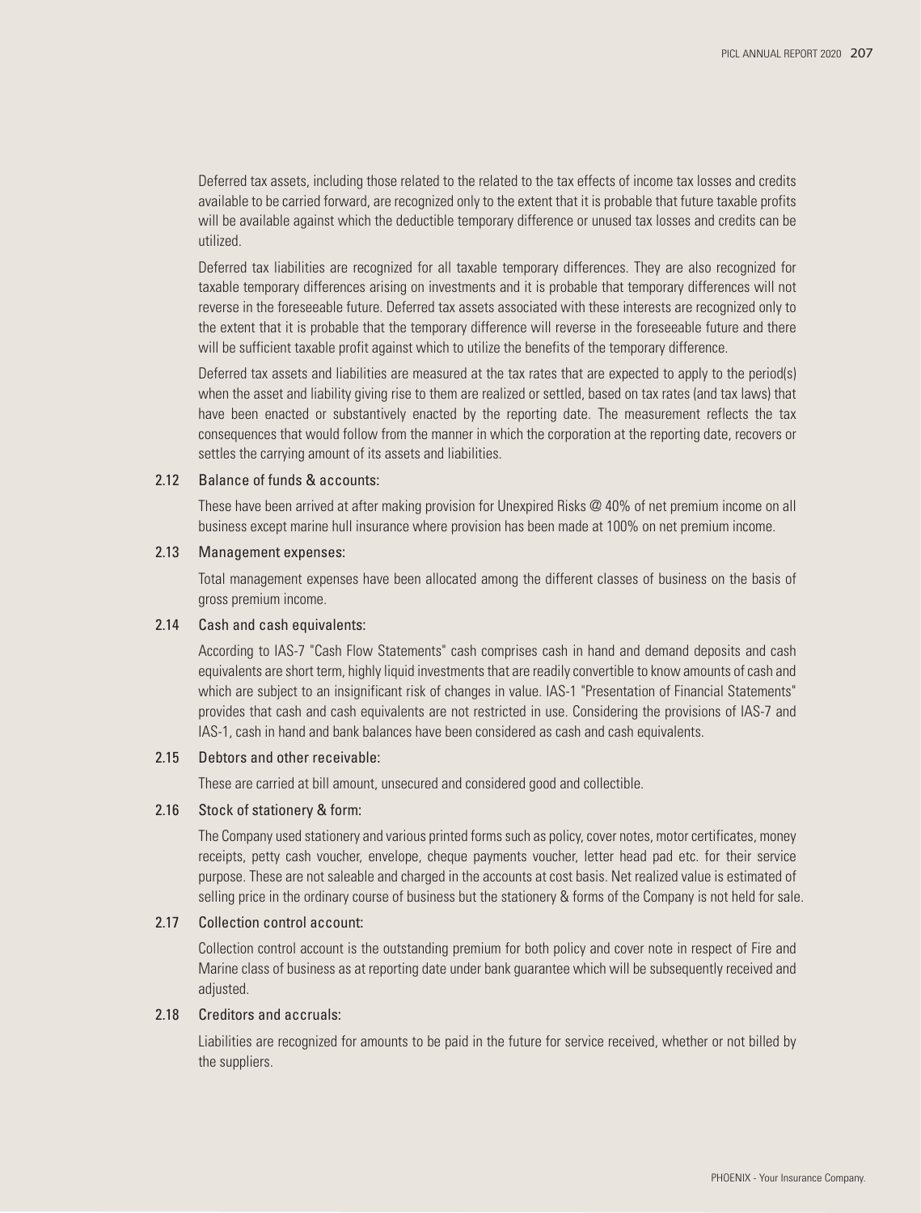Deferred tax assets, including those related to the related to the tax effects of income tax losses and credits available to be carried forward, are recognized only to the extent that it is probable that future taxable profits will be available against which the deductible temporary difference or unused tax losses and credits can be utilized.

Deferred tax liabilities are recognized for all taxable temporary differences. They are also recognized for taxable temporary differences arising on investments and it is probable that temporary differences will not reverse in the foreseeable future. Deferred tax assets associated with these interests are recognized only to the extent that it is probable that the temporary difference will reverse in the foreseeable future and there will be sufficient taxable profit against which to utilize the benefits of the temporary difference.

Deferred tax assets and liabilities are measured at the tax rates that are expected to apply to the period(s) when the asset and liability giving rise to them are realized or settled, based on tax rates (and tax laws) that have been enacted or substantively enacted by the reporting date. The measurement reflects the tax consequences that would follow from the manner in which the corporation at the reporting date, recovers or settles the carrying amount of its assets and liabilities.

### 2.12 Balance of funds & accounts:

These have been arrived at after making provision for Unexpired Risks @ 40% of net premium income on all business except marine hull insurance where provision has been made at 100% on net premium income.

### 2.13 Management expenses:

Total management expenses have been allocated among the different classes of business on the basis of gross premium income.

### 2.14 Cash and cash equivalents:

According to IAS-7 "Cash Flow Statements" cash comprises cash in hand and demand deposits and cash equivalents are short term, highly liquid investments that are readily convertible to know amounts of cash and which are subject to an insignificant risk of changes in value. IAS-1 "Presentation of Financial Statements" provides that cash and cash equivalents are not restricted in use. Considering the provisions of IAS-7 and IAS-1, cash in hand and bank balances have been considered as cash and cash equivalents.

### 2.15 Debtors and other receivable:

These are carried at bill amount, unsecured and considered good and collectible.

### 2.16 Stock of stationery & form:

The Company used stationery and various printed forms such as policy, cover notes, motor certificates, money receipts, petty cash voucher, envelope, cheque payments voucher, letter head pad etc. for their service purpose. These are not saleable and charged in the accounts at cost basis. Net realized value is estimated of selling price in the ordinary course of business but the stationery & forms of the Company is not held for sale.

### 2.17 Collection control account:

Collection control account is the outstanding premium for both policy and cover note in respect of Fire and Marine class of business as at reporting date under bank guarantee which will be subsequently received and adjusted.

### 2.18 Creditors and accruals:

Liabilities are recognized for amounts to be paid in the future for service received, whether or not billed by the suppliers.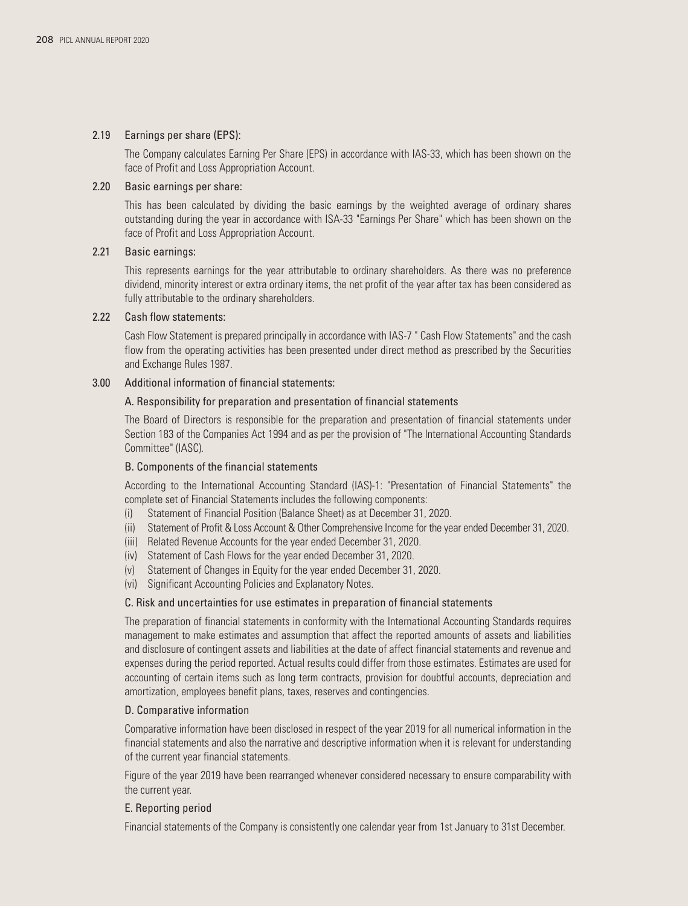### 2.19 Earnings per share (EPS):

The Company calculates Earning Per Share (EPS) in accordance with IAS-33, which has been shown on the face of Profit and Loss Appropriation Account.

### 2.20 Basic earnings per share:

This has been calculated by dividing the basic earnings by the weighted average of ordinary shares outstanding during the year in accordance with ISA-33 "Earnings Per Share" which has been shown on the face of Profit and Loss Appropriation Account.

### 2.21 Basic earnings:

This represents earnings for the year attributable to ordinary shareholders. As there was no preference dividend, minority interest or extra ordinary items, the net profit of the year after tax has been considered as fully attributable to the ordinary shareholders.

### 2.22 Cash flow statements:

Cash Flow Statement is prepared principally in accordance with IAS-7 " Cash Flow Statements" and the cash flow from the operating activities has been presented under direct method as prescribed by the Securities and Exchange Rules 1987.

## 3.00 Additional information of financial statements:

### A. Responsibility for preparation and presentation of financial statements

The Board of Directors is responsible for the preparation and presentation of financial statements under Section 183 of the Companies Act 1994 and as per the provision of "The International Accounting Standards Committee" (IASC).

### B. Components of the financial statements

According to the International Accounting Standard (IAS)-1: "Presentation of Financial Statements" the complete set of Financial Statements includes the following components:

(i) Statement of Financial Position (Balance Sheet) as at December 31, 2020.
(ii) Statement of Profit & Loss Account & Other Comprehensive Income for the year ended December 31, 2020.
(iii) Related Revenue Accounts for the year ended December 31, 2020.
(iv) Statement of Cash Flows for the year ended December 31, 2020.
(v) Statement of Changes in Equity for the year ended December 31, 2020.
(vi) Significant Accounting Policies and Explanatory Notes.

### C. Risk and uncertainties for use estimates in preparation of financial statements

The preparation of financial statements in conformity with the International Accounting Standards requires management to make estimates and assumption that affect the reported amounts of assets and liabilities and disclosure of contingent assets and liabilities at the date of affect financial statements and revenue and expenses during the period reported. Actual results could differ from those estimates. Estimates are used for accounting of certain items such as long term contracts, provision for doubtful accounts, depreciation and amortization, employees benefit plans, taxes, reserves and contingencies.

### D. Comparative information

Comparative information have been disclosed in respect of the year 2019 for all numerical information in the financial statements and also the narrative and descriptive information when it is relevant for understanding of the current year financial statements.

Figure of the year 2019 have been rearranged whenever considered necessary to ensure comparability with the current year.

### E. Reporting period

Financial statements of the Company is consistently one calendar year from 1st January to 31st December.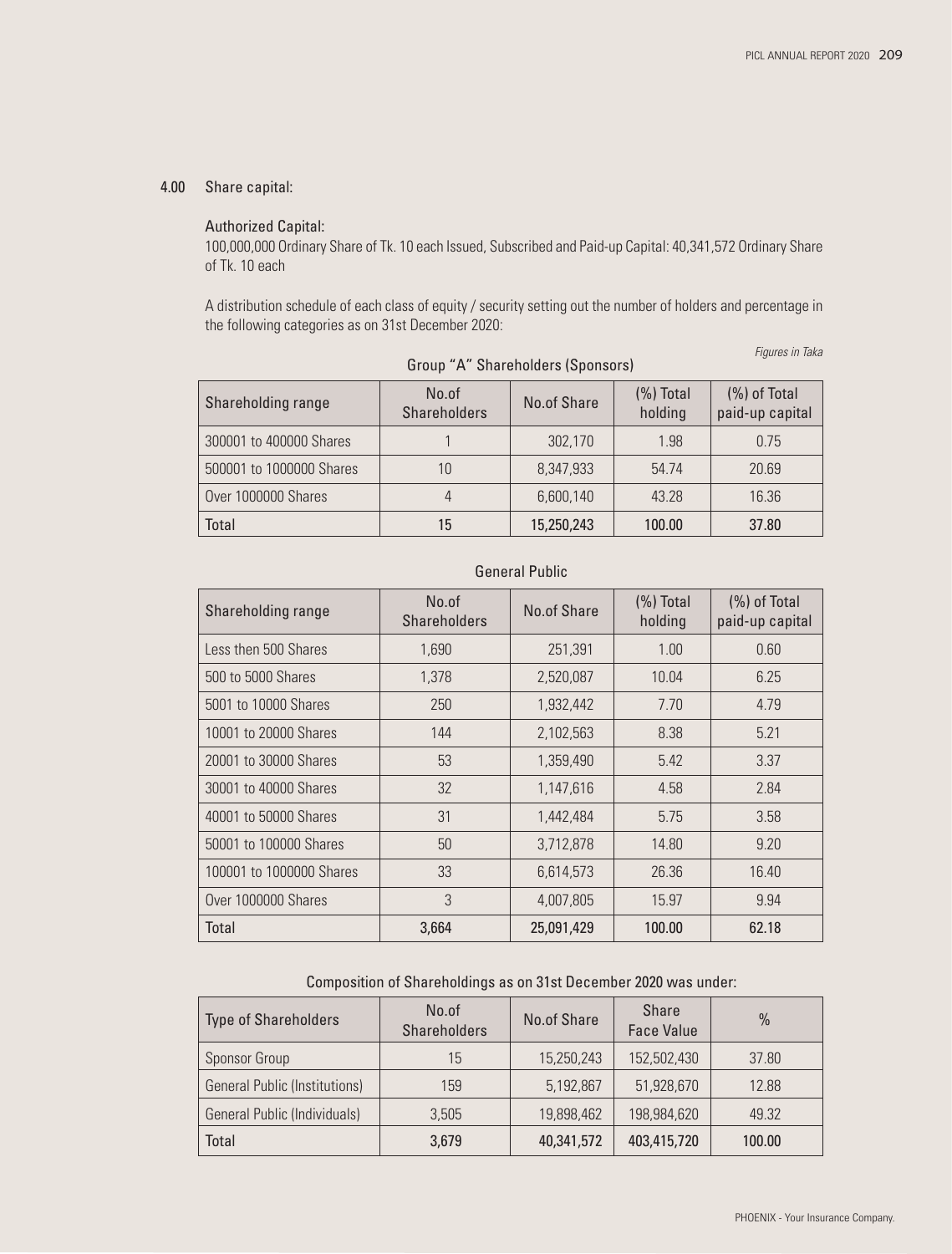## 4.00 Share capital:

### Authorized Capital:

100,000,000 Ordinary Share of Tk. 10 each Issued, Subscribed and Paid-up Capital: 40,341,572 Ordinary Share of Tk. 10 each

A distribution schedule of each class of equity / security setting out the number of holders and percentage in the following categories as on 31st December 2020:

*Figures in Taka*

Group "A" Shareholders (Sponsors)

| Shareholding range | No.of Shareholders | No.of Share | (%) Total holding | (%) of Total paid-up capital |
|---|---|---|---|---|
| 300001 to 400000 Shares | 1 | 302,170 | 1.98 | 0.75 |
| 500001 to 1000000 Shares | 10 | 8,347,933 | 54.74 | 20.69 |
| Over 1000000 Shares | 4 | 6,600,140 | 43.28 | 16.36 |
| **Total** | **15** | **15,250,243** | **100.00** | **37.80** |

General Public

| Shareholding range | No.of Shareholders | No.of Share | (%) Total holding | (%) of Total paid-up capital |
|---|---|---|---|---|
| Less then 500 Shares | 1,690 | 251,391 | 1.00 | 0.60 |
| 500 to 5000 Shares | 1,378 | 2,520,087 | 10.04 | 6.25 |
| 5001 to 10000 Shares | 250 | 1,932,442 | 7.70 | 4.79 |
| 10001 to 20000 Shares | 144 | 2,102,563 | 8.38 | 5.21 |
| 20001 to 30000 Shares | 53 | 1,359,490 | 5.42 | 3.37 |
| 30001 to 40000 Shares | 32 | 1,147,616 | 4.58 | 2.84 |
| 40001 to 50000 Shares | 31 | 1,442,484 | 5.75 | 3.58 |
| 50001 to 100000 Shares | 50 | 3,712,878 | 14.80 | 9.20 |
| 100001 to 1000000 Shares | 33 | 6,614,573 | 26.36 | 16.40 |
| Over 1000000 Shares | 3 | 4,007,805 | 15.97 | 9.94 |
| **Total** | **3,664** | **25,091,429** | **100.00** | **62.18** |

Composition of Shareholdings as on 31st December 2020 was under:

| Type of Shareholders | No.of Shareholders | No.of Share | Share Face Value | % |
|---|---|---|---|---|
| Sponsor Group | 15 | 15,250,243 | 152,502,430 | 37.80 |
| General Public (Institutions) | 159 | 5,192,867 | 51,928,670 | 12.88 |
| General Public (Individuals) | 3,505 | 19,898,462 | 198,984,620 | 49.32 |
| **Total** | **3,679** | **40,341,572** | **403,415,720** | **100.00** |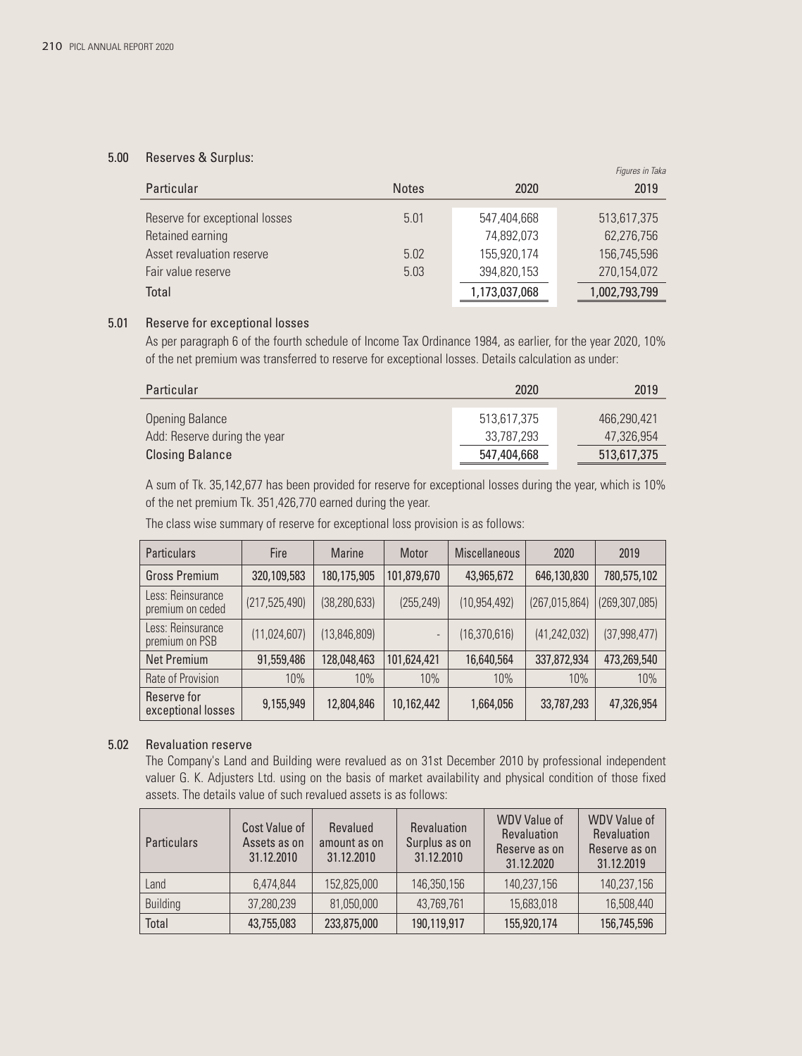## 5.00 Reserves & Surplus:

*Figures in Taka*

| Particular | Notes | 2020 | 2019 |
|---|---|---|---|
| Reserve for exceptional losses | 5.01 | 547,404,668 | 513,617,375 |
| Retained earning | | 74,892,073 | 62,276,756 |
| Asset revaluation reserve | 5.02 | 155,920,174 | 156,745,596 |
| Fair value reserve | 5.03 | 394,820,153 | 270,154,072 |
| Total | | 1,173,037,068 | 1,002,793,799 |

### 5.01 Reserve for exceptional losses

As per paragraph 6 of the fourth schedule of Income Tax Ordinance 1984, as earlier, for the year 2020, 10% of the net premium was transferred to reserve for exceptional losses. Details calculation as under:

| Particular | 2020 | 2019 |
|---|---|---|
| Opening Balance | 513,617,375 | 466,290,421 |
| Add: Reserve during the year | 33,787,293 | 47,326,954 |
| **Closing Balance** | 547,404,668 | 513,617,375 |

A sum of Tk. 35,142,677 has been provided for reserve for exceptional losses during the year, which is 10% of the net premium Tk. 351,426,770 earned during the year.

The class wise summary of reserve for exceptional loss provision is as follows:

| Particulars | Fire | Marine | Motor | Miscellaneous | 2020 | 2019 |
|---|---|---|---|---|---|---|
| Gross Premium | 320,109,583 | 180,175,905 | 101,879,670 | 43,965,672 | 646,130,830 | 780,575,102 |
| Less: Reinsurance premium on ceded | (217,525,490) | (38,280,633) | (255,249) | (10,954,492) | (267,015,864) | (269,307,085) |
| Less: Reinsurance premium on PSB | (11,024,607) | (13,846,809) | - | (16,370,616) | (41,242,032) | (37,998,477) |
| Net Premium | 91,559,486 | 128,048,463 | 101,624,421 | 16,640,564 | 337,872,934 | 473,269,540 |
| Rate of Provision | 10% | 10% | 10% | 10% | 10% | 10% |
| Reserve for exceptional losses | 9,155,949 | 12,804,846 | 10,162,442 | 1,664,056 | 33,787,293 | 47,326,954 |

### 5.02 Revaluation reserve

The Company's Land and Building were revalued as on 31st December 2010 by professional independent valuer G. K. Adjusters Ltd. using on the basis of market availability and physical condition of those fixed assets. The details value of such revalued assets is as follows:

| Particulars | Cost Value of Assets as on 31.12.2010 | Revalued amount as on 31.12.2010 | Revaluation Surplus as on 31.12.2010 | WDV Value of Revaluation Reserve as on 31.12.2020 | WDV Value of Revaluation Reserve as on 31.12.2019 |
|---|---|---|---|---|---|
| Land | 6,474,844 | 152,825,000 | 146,350,156 | 140,237,156 | 140,237,156 |
| Building | 37,280,239 | 81,050,000 | 43,769,761 | 15,683,018 | 16,508,440 |
| Total | 43,755,083 | 233,875,000 | 190,119,917 | 155,920,174 | 156,745,596 |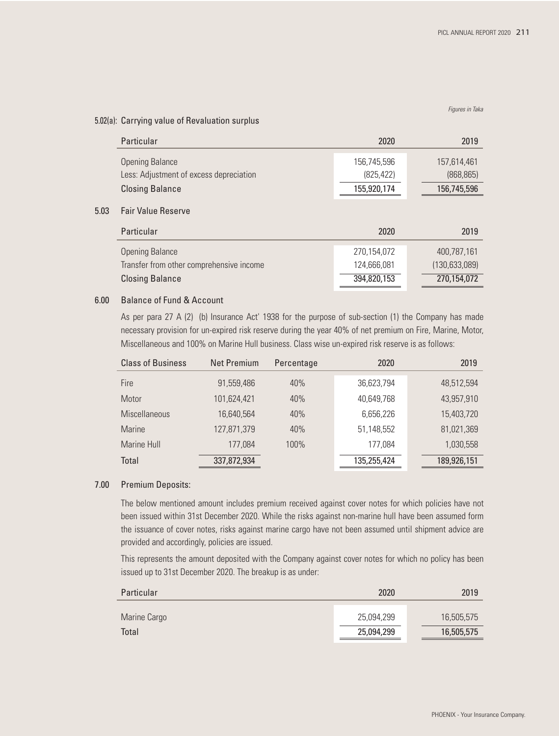*Figures in Taka*

### 5.02(a): Carrying value of Revaluation surplus

| Particular | 2020 | 2019 |
|---|---|---|
| Opening Balance | 156,745,596 | 157,614,461 |
| Less: Adjustment of excess depreciation | (825,422) | (868,865) |
| Closing Balance | 155,920,174 | 156,745,596 |

### 5.03 Fair Value Reserve

| Particular | 2020 | 2019 |
|---|---|---|
| Opening Balance | 270,154,072 | 400,787,161 |
| Transfer from other comprehensive income | 124,666,081 | (130,633,089) |
| Closing Balance | 394,820,153 | 270,154,072 |

## 6.00 Balance of Fund & Account

As per para 27 A (2) (b) Insurance Act' 1938 for the purpose of sub-section (1) the Company has made necessary provision for un-expired risk reserve during the year 40% of net premium on Fire, Marine, Motor, Miscellaneous and 100% on Marine Hull business. Class wise un-expired risk reserve is as follows:

| Class of Business | Net Premium | Percentage | 2020 | 2019 |
|---|---|---|---|---|
| Fire | 91,559,486 | 40% | 36,623,794 | 48,512,594 |
| Motor | 101,624,421 | 40% | 40,649,768 | 43,957,910 |
| Miscellaneous | 16,640,564 | 40% | 6,656,226 | 15,403,720 |
| Marine | 127,871,379 | 40% | 51,148,552 | 81,021,369 |
| Marine Hull | 177,084 | 100% | 177,084 | 1,030,558 |
| Total | 337,872,934 | | 135,255,424 | 189,926,151 |

## 7.00 Premium Deposits:

The below mentioned amount includes premium received against cover notes for which policies have not been issued within 31st December 2020. While the risks against non-marine hull have been assumed form the issuance of cover notes, risks against marine cargo have not been assumed until shipment advice are provided and accordingly, policies are issued.

This represents the amount deposited with the Company against cover notes for which no policy has been issued up to 31st December 2020. The breakup is as under:

| Particular | 2020 | 2019 |
|---|---|---|
| Marine Cargo | 25,094,299 | 16,505,575 |
| Total | 25,094,299 | 16,505,575 |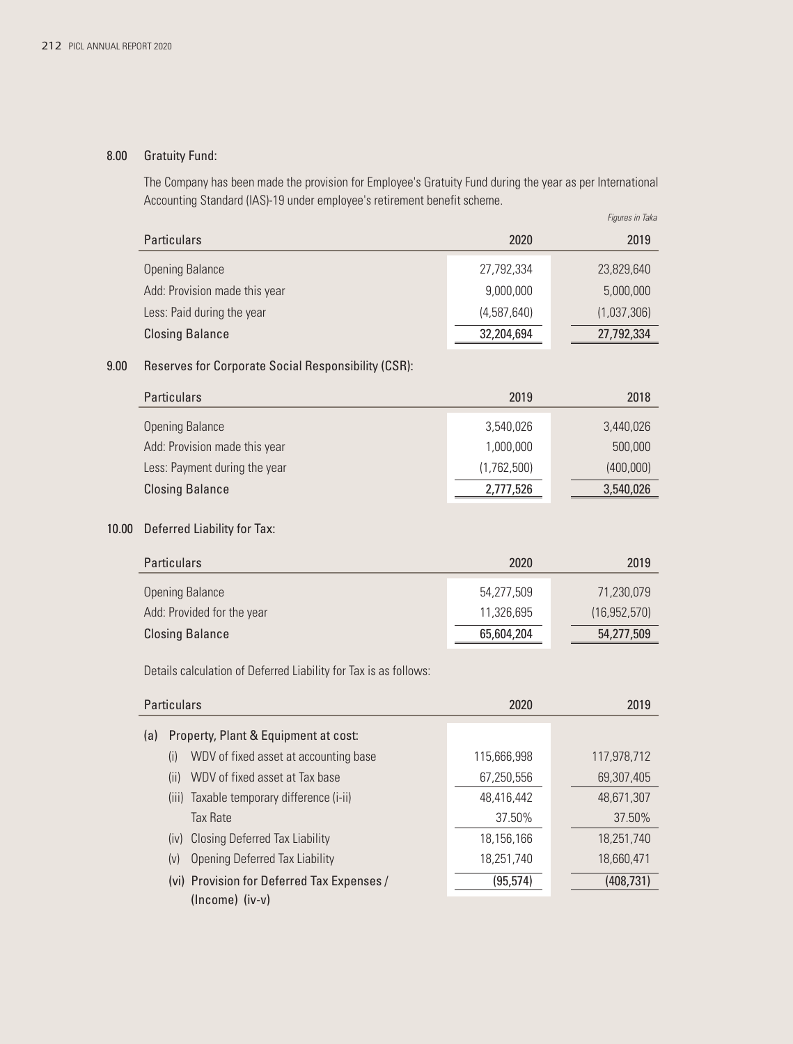## 8.00 Gratuity Fund:

The Company has been made the provision for Employee's Gratuity Fund during the year as per International Accounting Standard (IAS)-19 under employee's retirement benefit scheme.

*Figures in Taka*

| Particulars | 2020 | 2019 |
|---|---|---|
| Opening Balance | 27,792,334 | 23,829,640 |
| Add: Provision made this year | 9,000,000 | 5,000,000 |
| Less: Paid during the year | (4,587,640) | (1,037,306) |
| Closing Balance | 32,204,694 | 27,792,334 |

## 9.00 Reserves for Corporate Social Responsibility (CSR):

| Particulars | 2019 | 2018 |
|---|---|---|
| Opening Balance | 3,540,026 | 3,440,026 |
| Add: Provision made this year | 1,000,000 | 500,000 |
| Less: Payment during the year | (1,762,500) | (400,000) |
| Closing Balance | 2,777,526 | 3,540,026 |

## 10.00 Deferred Liability for Tax:

| Particulars | 2020 | 2019 |
|---|---|---|
| Opening Balance | 54,277,509 | 71,230,079 |
| Add: Provided for the year | 11,326,695 | (16,952,570) |
| Closing Balance | 65,604,204 | 54,277,509 |

Details calculation of Deferred Liability for Tax is as follows:

| Particulars | 2020 | 2019 |
|---|---|---|
| (a) Property, Plant & Equipment at cost: | | |
| (i) WDV of fixed asset at accounting base | 115,666,998 | 117,978,712 |
| (ii) WDV of fixed asset at Tax base | 67,250,556 | 69,307,405 |
| (iii) Taxable temporary difference (i-ii) | 48,416,442 | 48,671,307 |
| Tax Rate | 37.50% | 37.50% |
| (iv) Closing Deferred Tax Liability | 18,156,166 | 18,251,740 |
| (v) Opening Deferred Tax Liability | 18,251,740 | 18,660,471 |
| (vi) Provision for Deferred Tax Expenses / (Income) (iv-v) | (95,574) | (408,731) |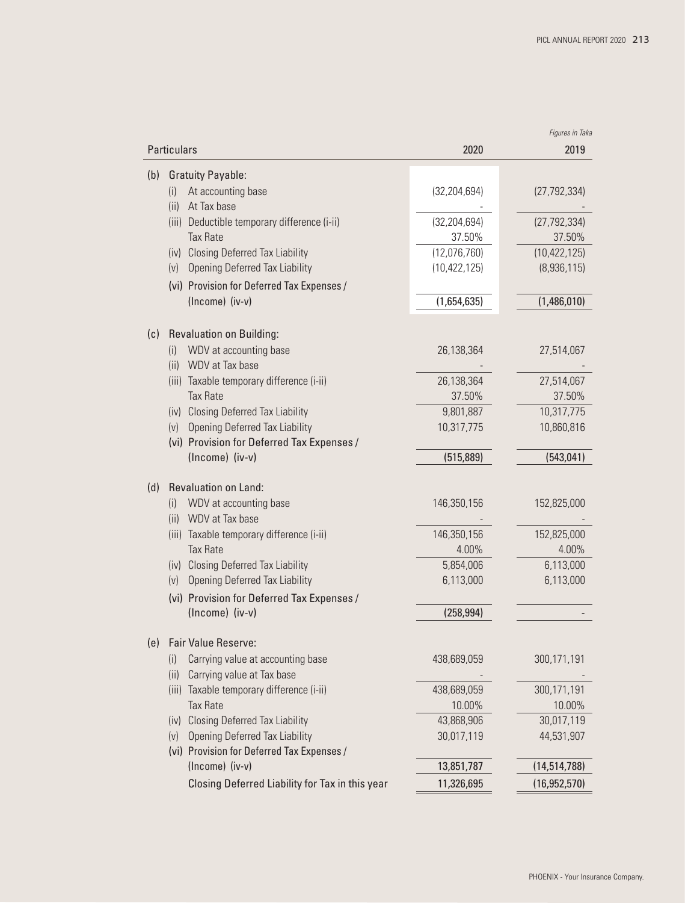*Figures in Taka*

| Particulars | 2020 | 2019 |
|---|---|---|
| **(b) Gratuity Payable:** | | |
| (i) At accounting base | (32,204,694) | (27,792,334) |
| (ii) At Tax base | - | - |
| (iii) Deductible temporary difference (i-ii) | (32,204,694) | (27,792,334) |
| Tax Rate | 37.50% | 37.50% |
| (iv) Closing Deferred Tax Liability | (12,076,760) | (10,422,125) |
| (v) Opening Deferred Tax Liability | (10,422,125) | (8,936,115) |
| (vi) Provision for Deferred Tax Expenses / (Income) (iv-v) | (1,654,635) | (1,486,010) |
| **(c) Revaluation on Building:** | | |
| (i) WDV at accounting base | 26,138,364 | 27,514,067 |
| (ii) WDV at Tax base | - | - |
| (iii) Taxable temporary difference (i-ii) | 26,138,364 | 27,514,067 |
| Tax Rate | 37.50% | 37.50% |
| (iv) Closing Deferred Tax Liability | 9,801,887 | 10,317,775 |
| (v) Opening Deferred Tax Liability | 10,317,775 | 10,860,816 |
| (vi) Provision for Deferred Tax Expenses / (Income) (iv-v) | (515,889) | (543,041) |
| **(d) Revaluation on Land:** | | |
| (i) WDV at accounting base | 146,350,156 | 152,825,000 |
| (ii) WDV at Tax base | - | - |
| (iii) Taxable temporary difference (i-ii) | 146,350,156 | 152,825,000 |
| Tax Rate | 4.00% | 4.00% |
| (iv) Closing Deferred Tax Liability | 5,854,006 | 6,113,000 |
| (v) Opening Deferred Tax Liability | 6,113,000 | 6,113,000 |
| (vi) Provision for Deferred Tax Expenses / (Income) (iv-v) | (258,994) | - |
| **(e) Fair Value Reserve:** | | |
| (i) Carrying value at accounting base | 438,689,059 | 300,171,191 |
| (ii) Carrying value at Tax base | - | - |
| (iii) Taxable temporary difference (i-ii) | 438,689,059 | 300,171,191 |
| Tax Rate | 10.00% | 10.00% |
| (iv) Closing Deferred Tax Liability | 43,868,906 | 30,017,119 |
| (v) Opening Deferred Tax Liability | 30,017,119 | 44,531,907 |
| (vi) Provision for Deferred Tax Expenses / (Income) (iv-v) | 13,851,787 | (14,514,788) |
| Closing Deferred Liability for Tax in this year | 11,326,695 | (16,952,570) |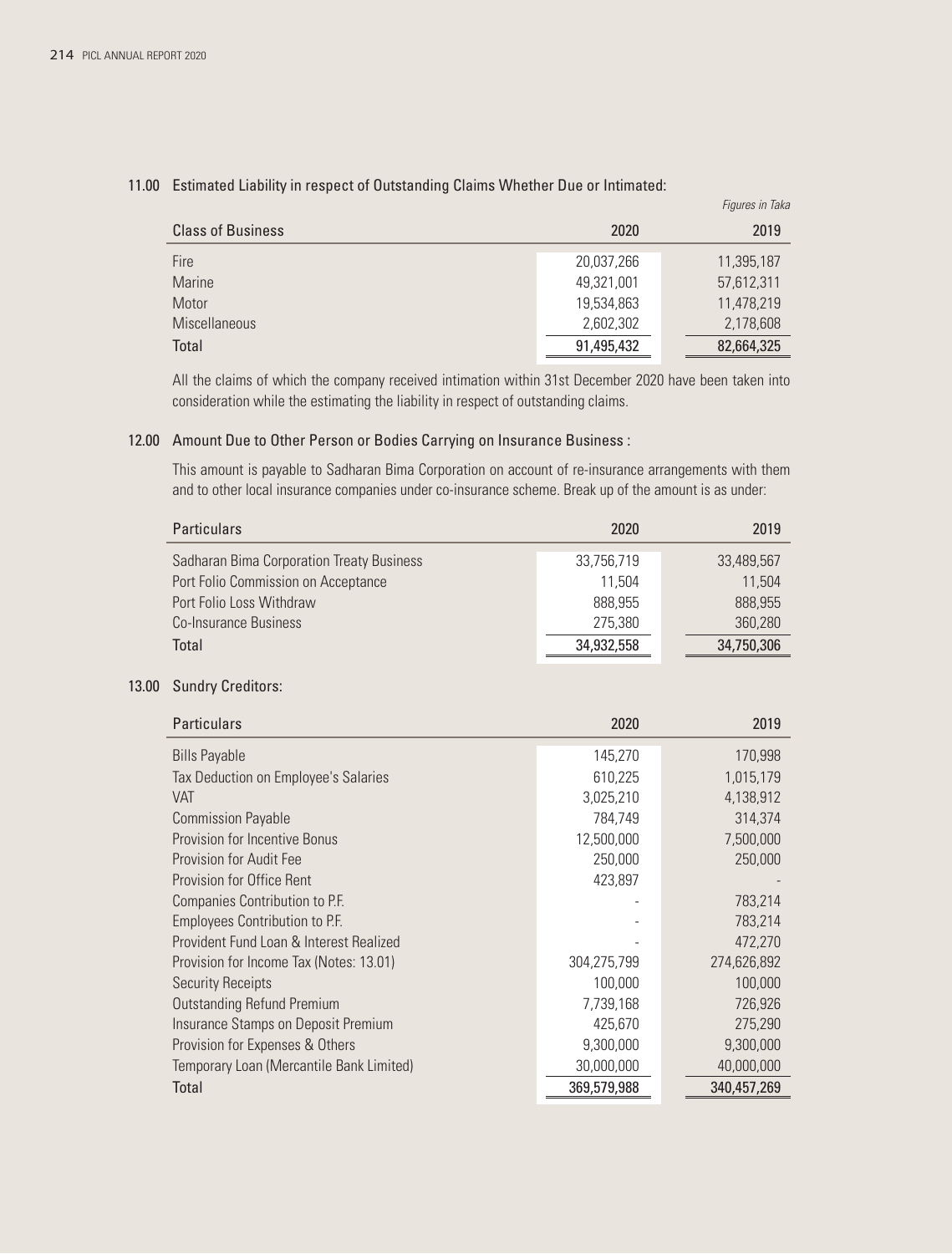## 11.00 Estimated Liability in respect of Outstanding Claims Whether Due or Intimated:

*Figures in Taka*

| Class of Business | 2020 | 2019 |
|---|---|---|
| Fire | 20,037,266 | 11,395,187 |
| Marine | 49,321,001 | 57,612,311 |
| Motor | 19,534,863 | 11,478,219 |
| Miscellaneous | 2,602,302 | 2,178,608 |
| Total | 91,495,432 | 82,664,325 |

All the claims of which the company received intimation within 31st December 2020 have been taken into consideration while the estimating the liability in respect of outstanding claims.

## 12.00 Amount Due to Other Person or Bodies Carrying on Insurance Business :

This amount is payable to Sadharan Bima Corporation on account of re-insurance arrangements with them and to other local insurance companies under co-insurance scheme. Break up of the amount is as under:

| Particulars | 2020 | 2019 |
|---|---|---|
| Sadharan Bima Corporation Treaty Business | 33,756,719 | 33,489,567 |
| Port Folio Commission on Acceptance | 11,504 | 11,504 |
| Port Folio Loss Withdraw | 888,955 | 888,955 |
| Co-Insurance Business | 275,380 | 360,280 |
| Total | 34,932,558 | 34,750,306 |

## 13.00 Sundry Creditors:

| Particulars | 2020 | 2019 |
|---|---|---|
| Bills Payable | 145,270 | 170,998 |
| Tax Deduction on Employee's Salaries | 610,225 | 1,015,179 |
| VAT | 3,025,210 | 4,138,912 |
| Commission Payable | 784,749 | 314,374 |
| Provision for Incentive Bonus | 12,500,000 | 7,500,000 |
| Provision for Audit Fee | 250,000 | 250,000 |
| Provision for Office Rent | 423,897 | - |
| Companies Contribution to P.F. | - | 783,214 |
| Employees Contribution to P.F. | - | 783,214 |
| Provident Fund Loan & Interest Realized | - | 472,270 |
| Provision for Income Tax (Notes: 13.01) | 304,275,799 | 274,626,892 |
| Security Receipts | 100,000 | 100,000 |
| Outstanding Refund Premium | 7,739,168 | 726,926 |
| Insurance Stamps on Deposit Premium | 425,670 | 275,290 |
| Provision for Expenses & Others | 9,300,000 | 9,300,000 |
| Temporary Loan (Mercantile Bank Limited) | 30,000,000 | 40,000,000 |
| Total | 369,579,988 | 340,457,269 |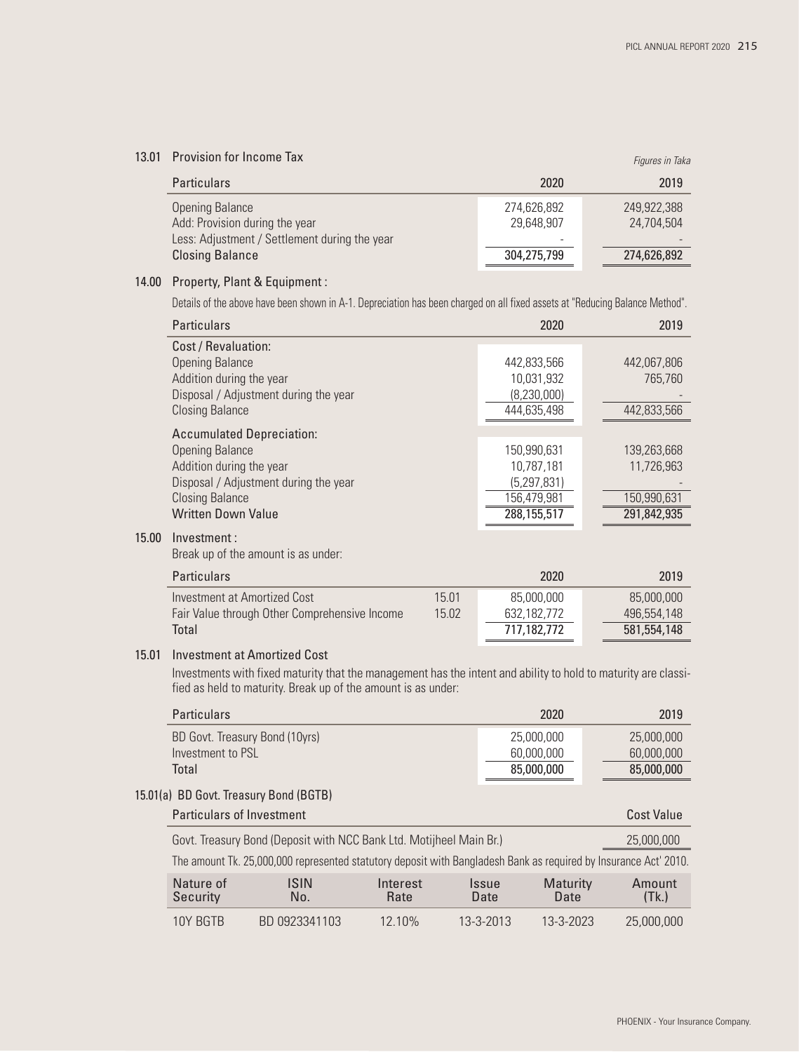## 13.01 Provision for Income Tax

*Figures in Taka*

| Particulars | 2020 | 2019 |
|---|---|---|
| Opening Balance | 274,626,892 | 249,922,388 |
| Add: Provision during the year | 29,648,907 | 24,704,504 |
| Less: Adjustment / Settlement during the year | - | - |
| **Closing Balance** | **304,275,799** | **274,626,892** |

## 14.00 Property, Plant & Equipment :

Details of the above have been shown in A-1. Depreciation has been charged on all fixed assets at "Reducing Balance Method".

| Particulars | 2020 | 2019 |
|---|---|---|
| **Cost / Revaluation:** | | |
| Opening Balance | 442,833,566 | 442,067,806 |
| Addition during the year | 10,031,932 | 765,760 |
| Disposal / Adjustment during the year | (8,230,000) | - |
| Closing Balance | 444,635,498 | 442,833,566 |
| **Accumulated Depreciation:** | | |
| Opening Balance | 150,990,631 | 139,263,668 |
| Addition during the year | 10,787,181 | 11,726,963 |
| Disposal / Adjustment during the year | (5,297,831) | - |
| Closing Balance | 156,479,981 | 150,990,631 |
| **Written Down Value** | **288,155,517** | **291,842,935** |

## 15.00 Investment :

Break up of the amount is as under:

| Particulars | | 2020 | 2019 |
|---|---|---|---|
| Investment at Amortized Cost | 15.01 | 85,000,000 | 85,000,000 |
| Fair Value through Other Comprehensive Income | 15.02 | 632,182,772 | 496,554,148 |
| **Total** | | **717,182,772** | **581,554,148** |

## 15.01 Investment at Amortized Cost

Investments with fixed maturity that the management has the intent and ability to hold to maturity are classified as held to maturity. Break up of the amount is as under:

| Particulars | 2020 | 2019 |
|---|---|---|
| BD Govt. Treasury Bond (10yrs) | 25,000,000 | 25,000,000 |
| Investment to PSL | 60,000,000 | 60,000,000 |
| **Total** | **85,000,000** | **85,000,000** |

## 15.01(a) BD Govt. Treasury Bond (BGTB)

| Particulars of Investment | Cost Value |
|---|---|
| Govt. Treasury Bond (Deposit with NCC Bank Ltd. Motijheel Main Br.) | 25,000,000 |

The amount Tk. 25,000,000 represented statutory deposit with Bangladesh Bank as required by Insurance Act' 2010.

| Nature of Security | ISIN No. | Interest Rate | Issue Date | Maturity Date | Amount (Tk.) |
|---|---|---|---|---|---|
| 10Y BGTB | BD 0923341103 | 12.10% | 13-3-2013 | 13-3-2023 | 25,000,000 |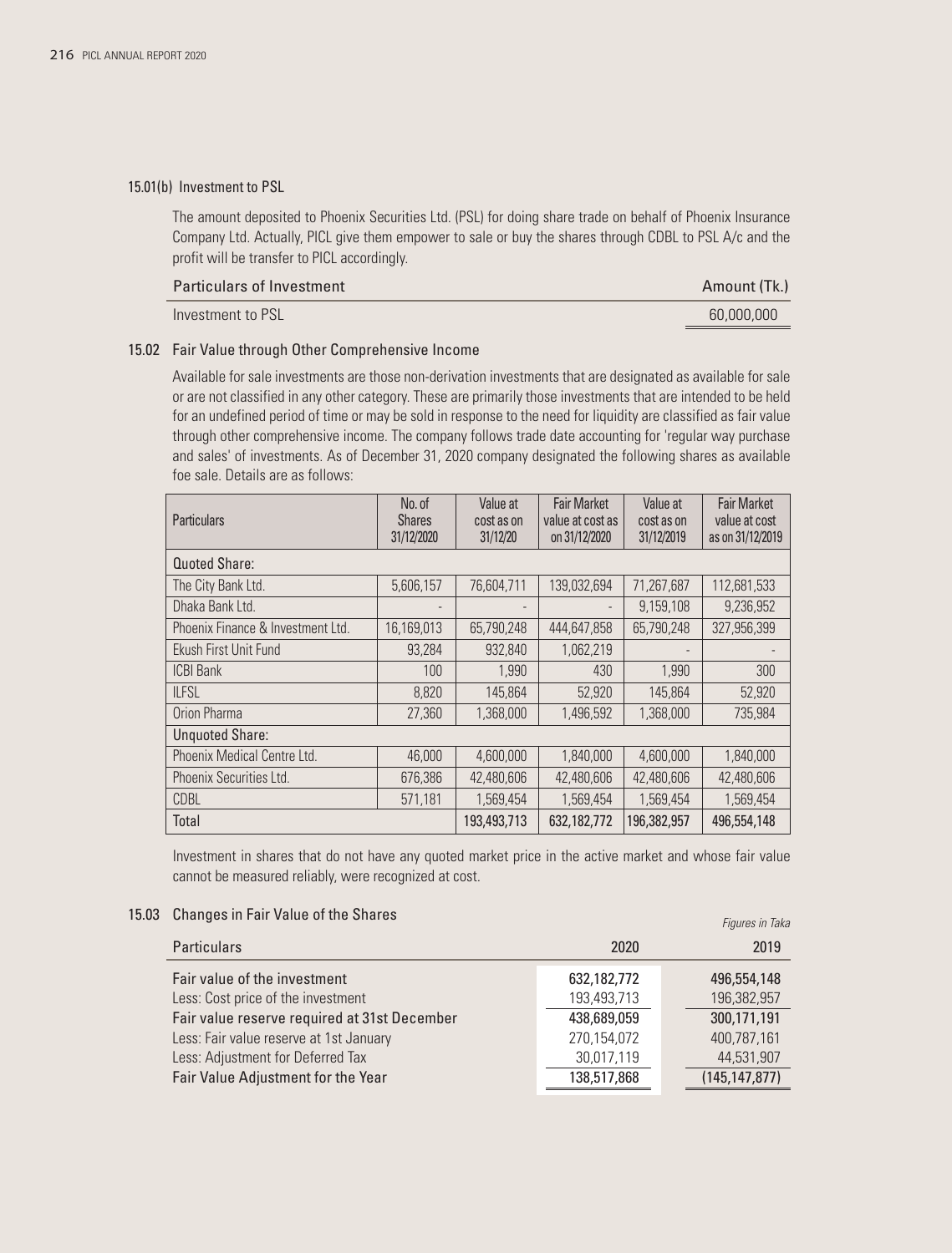### 15.01(b) Investment to PSL

The amount deposited to Phoenix Securities Ltd. (PSL) for doing share trade on behalf of Phoenix Insurance Company Ltd. Actually, PICL give them empower to sale or buy the shares through CDBL to PSL A/c and the profit will be transfer to PICL accordingly.

| Particulars of Investment | Amount (Tk.) |
|---|---|
| Investment to PSL | 60,000,000 |

### 15.02 Fair Value through Other Comprehensive Income

Available for sale investments are those non-derivation investments that are designated as available for sale or are not classified in any other category. These are primarily those investments that are intended to be held for an undefined period of time or may be sold in response to the need for liquidity are classified as fair value through other comprehensive income. The company follows trade date accounting for 'regular way purchase and sales' of investments. As of December 31, 2020 company designated the following shares as available foe sale. Details are as follows:

| Particulars | No. of Shares 31/12/2020 | Value at cost as on 31/12/20 | Fair Market value at cost as on 31/12/2020 | Value at cost as on 31/12/2019 | Fair Market value at cost as on 31/12/2019 |
|---|---|---|---|---|---|
| Quoted Share: | | | | | |
| The City Bank Ltd. | 5,606,157 | 76,604,711 | 139,032,694 | 71,267,687 | 112,681,533 |
| Dhaka Bank Ltd. | - | - | - | 9,159,108 | 9,236,952 |
| Phoenix Finance & Investment Ltd. | 16,169,013 | 65,790,248 | 444,647,858 | 65,790,248 | 327,956,399 |
| Ekush First Unit Fund | 93,284 | 932,840 | 1,062,219 | - | - |
| ICBI Bank | 100 | 1,990 | 430 | 1,990 | 300 |
| ILFSL | 8,820 | 145,864 | 52,920 | 145,864 | 52,920 |
| Orion Pharma | 27,360 | 1,368,000 | 1,496,592 | 1,368,000 | 735,984 |
| Unquoted Share: | | | | | |
| Phoenix Medical Centre Ltd. | 46,000 | 4,600,000 | 1,840,000 | 4,600,000 | 1,840,000 |
| Phoenix Securities Ltd. | 676,386 | 42,480,606 | 42,480,606 | 42,480,606 | 42,480,606 |
| CDBL | 571,181 | 1,569,454 | 1,569,454 | 1,569,454 | 1,569,454 |
| Total | | 193,493,713 | 632,182,772 | 196,382,957 | 496,554,148 |

Investment in shares that do not have any quoted market price in the active market and whose fair value cannot be measured reliably, were recognized at cost.

### 15.03 Changes in Fair Value of the Shares

*Figures in Taka*

| Particulars | 2020 | 2019 |
|---|---|---|
| Fair value of the investment | 632,182,772 | 496,554,148 |
| Less: Cost price of the investment | 193,493,713 | 196,382,957 |
| Fair value reserve required at 31st December | 438,689,059 | 300,171,191 |
| Less: Fair value reserve at 1st January | 270,154,072 | 400,787,161 |
| Less: Adjustment for Deferred Tax | 30,017,119 | 44,531,907 |
| Fair Value Adjustment for the Year | 138,517,868 | (145,147,877) |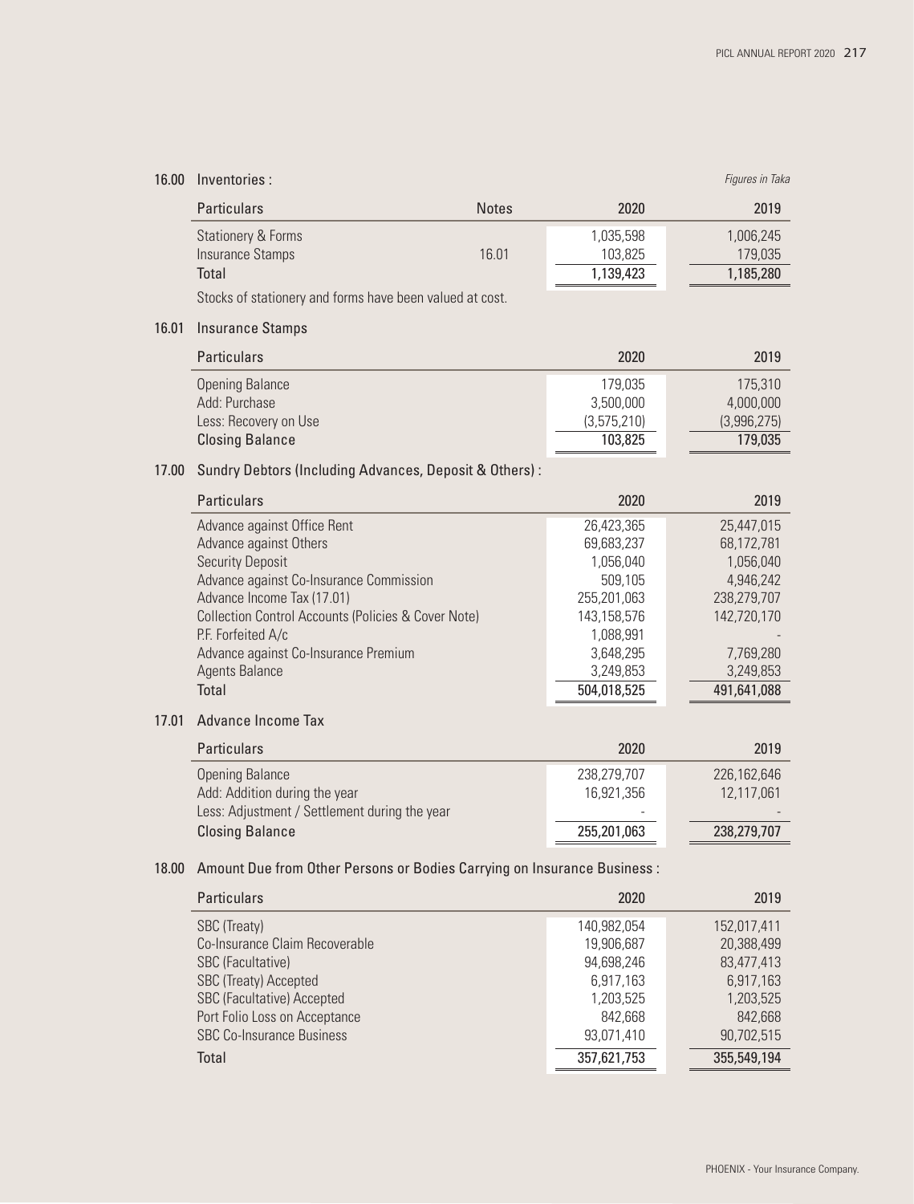## 16.00 Inventories :

*Figures in Taka*

| Particulars | Notes | 2020 | 2019 |
|---|---|---|---|
| Stationery & Forms | | 1,035,598 | 1,006,245 |
| Insurance Stamps | 16.01 | 103,825 | 179,035 |
| Total | | 1,139,423 | 1,185,280 |

Stocks of stationery and forms have been valued at cost.

## 16.01 Insurance Stamps

| Particulars | 2020 | 2019 |
|---|---|---|
| Opening Balance | 179,035 | 175,310 |
| Add: Purchase | 3,500,000 | 4,000,000 |
| Less: Recovery on Use | (3,575,210) | (3,996,275) |
| Closing Balance | 103,825 | 179,035 |

## 17.00 Sundry Debtors (Including Advances, Deposit & Others) :

| Particulars | 2020 | 2019 |
|---|---|---|
| Advance against Office Rent | 26,423,365 | 25,447,015 |
| Advance against Others | 69,683,237 | 68,172,781 |
| Security Deposit | 1,056,040 | 1,056,040 |
| Advance against Co-Insurance Commission | 509,105 | 4,946,242 |
| Advance Income Tax (17.01) | 255,201,063 | 238,279,707 |
| Collection Control Accounts (Policies & Cover Note) | 143,158,576 | 142,720,170 |
| P.F. Forfeited A/c | 1,088,991 | - |
| Advance against Co-Insurance Premium | 3,648,295 | 7,769,280 |
| Agents Balance | 3,249,853 | 3,249,853 |
| Total | 504,018,525 | 491,641,088 |

## 17.01 Advance Income Tax

| Particulars | 2020 | 2019 |
|---|---|---|
| Opening Balance | 238,279,707 | 226,162,646 |
| Add: Addition during the year | 16,921,356 | 12,117,061 |
| Less: Adjustment / Settlement during the year | - | - |
| Closing Balance | 255,201,063 | 238,279,707 |

## 18.00 Amount Due from Other Persons or Bodies Carrying on Insurance Business :

| Particulars | 2020 | 2019 |
|---|---|---|
| SBC (Treaty) | 140,982,054 | 152,017,411 |
| Co-Insurance Claim Recoverable | 19,906,687 | 20,388,499 |
| SBC (Facultative) | 94,698,246 | 83,477,413 |
| SBC (Treaty) Accepted | 6,917,163 | 6,917,163 |
| SBC (Facultative) Accepted | 1,203,525 | 1,203,525 |
| Port Folio Loss on Acceptance | 842,668 | 842,668 |
| SBC Co-Insurance Business | 93,071,410 | 90,702,515 |
| Total | 357,621,753 | 355,549,194 |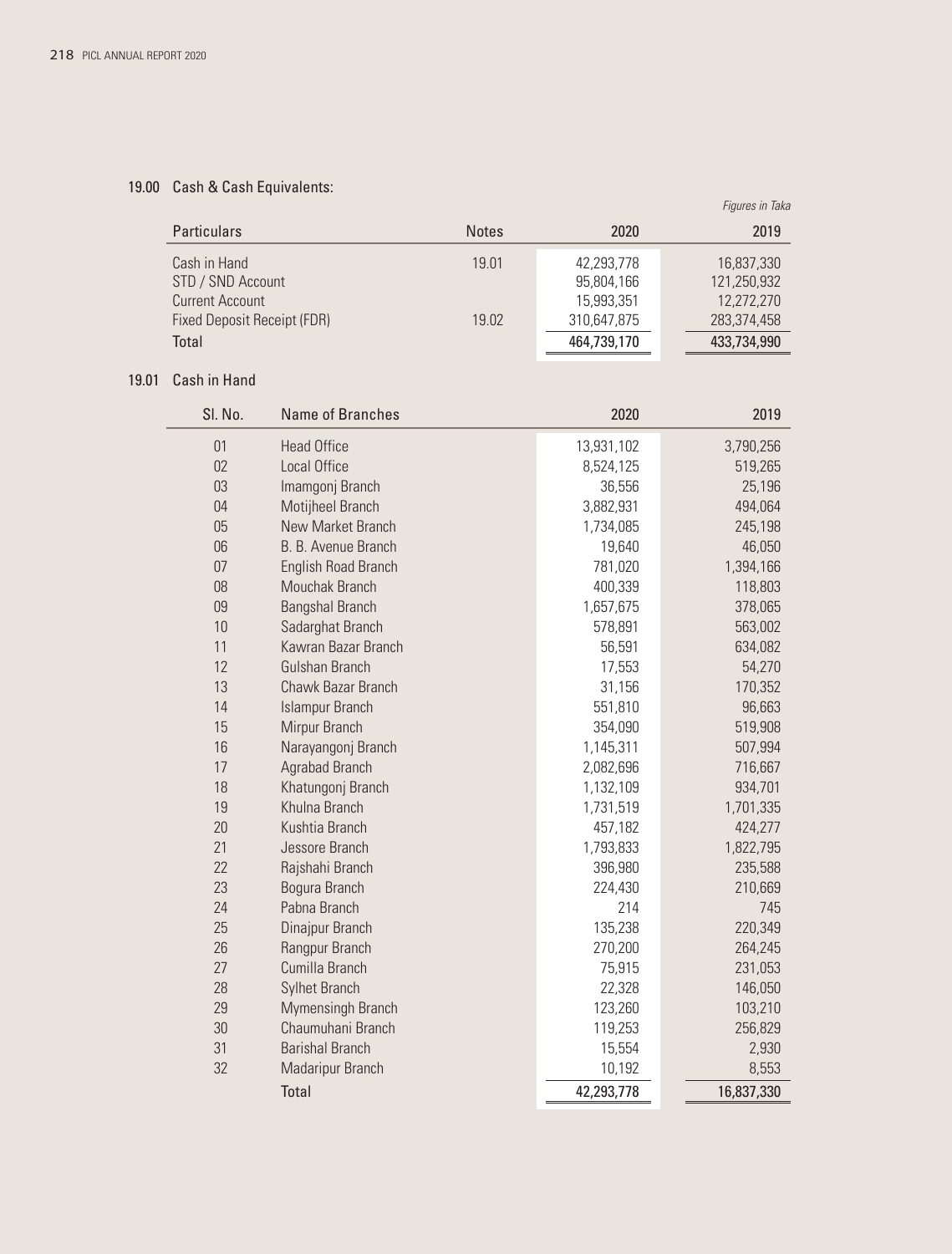## 19.00 Cash & Cash Equivalents:

*Figures in Taka*

| Particulars | Notes | 2020 | 2019 |
|---|---|---|---|
| Cash in Hand | 19.01 | 42,293,778 | 16,837,330 |
| STD / SND Account | | 95,804,166 | 121,250,932 |
| Current Account | | 15,993,351 | 12,272,270 |
| Fixed Deposit Receipt (FDR) | 19.02 | 310,647,875 | 283,374,458 |
| Total | | 464,739,170 | 433,734,990 |

## 19.01 Cash in Hand

| Sl. No. | Name of Branches | 2020 | 2019 |
|---|---|---|---|
| 01 | Head Office | 13,931,102 | 3,790,256 |
| 02 | Local Office | 8,524,125 | 519,265 |
| 03 | Imamgonj Branch | 36,556 | 25,196 |
| 04 | Motijheel Branch | 3,882,931 | 494,064 |
| 05 | New Market Branch | 1,734,085 | 245,198 |
| 06 | B. B. Avenue Branch | 19,640 | 46,050 |
| 07 | English Road Branch | 781,020 | 1,394,166 |
| 08 | Mouchak Branch | 400,339 | 118,803 |
| 09 | Bangshal Branch | 1,657,675 | 378,065 |
| 10 | Sadarghat Branch | 578,891 | 563,002 |
| 11 | Kawran Bazar Branch | 56,591 | 634,082 |
| 12 | Gulshan Branch | 17,553 | 54,270 |
| 13 | Chawk Bazar Branch | 31,156 | 170,352 |
| 14 | Islampur Branch | 551,810 | 96,663 |
| 15 | Mirpur Branch | 354,090 | 519,908 |
| 16 | Narayangonj Branch | 1,145,311 | 507,994 |
| 17 | Agrabad Branch | 2,082,696 | 716,667 |
| 18 | Khatungonj Branch | 1,132,109 | 934,701 |
| 19 | Khulna Branch | 1,731,519 | 1,701,335 |
| 20 | Kushtia Branch | 457,182 | 424,277 |
| 21 | Jessore Branch | 1,793,833 | 1,822,795 |
| 22 | Rajshahi Branch | 396,980 | 235,588 |
| 23 | Bogura Branch | 224,430 | 210,669 |
| 24 | Pabna Branch | 214 | 745 |
| 25 | Dinajpur Branch | 135,238 | 220,349 |
| 26 | Rangpur Branch | 270,200 | 264,245 |
| 27 | Cumilla Branch | 75,915 | 231,053 |
| 28 | Sylhet Branch | 22,328 | 146,050 |
| 29 | Mymensingh Branch | 123,260 | 103,210 |
| 30 | Chaumuhani Branch | 119,253 | 256,829 |
| 31 | Barishal Branch | 15,554 | 2,930 |
| 32 | Madaripur Branch | 10,192 | 8,553 |
| | Total | 42,293,778 | 16,837,330 |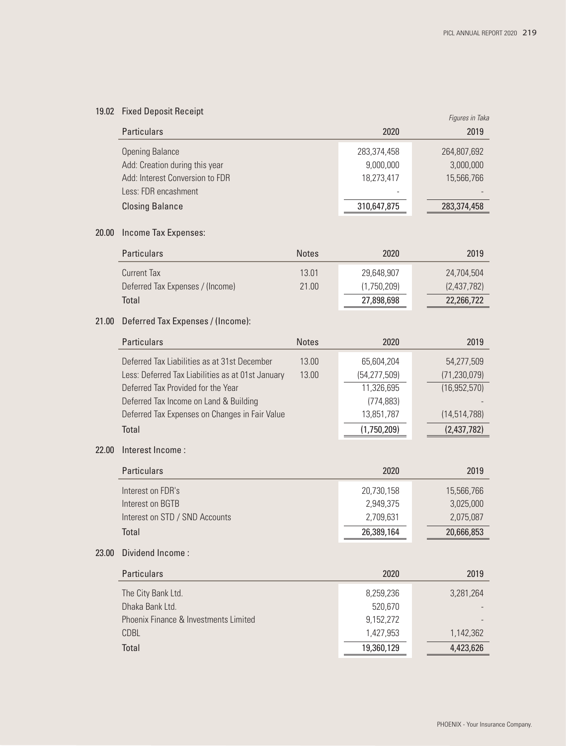## 19.02 Fixed Deposit Receipt

*Figures in Taka*

| Particulars | 2020 | 2019 |
|---|---|---|
| Opening Balance | 283,374,458 | 264,807,692 |
| Add: Creation during this year | 9,000,000 | 3,000,000 |
| Add: Interest Conversion to FDR | 18,273,417 | 15,566,766 |
| Less: FDR encashment | - | - |
| **Closing Balance** | **310,647,875** | **283,374,458** |

## 20.00 Income Tax Expenses:

| Particulars | Notes | 2020 | 2019 |
|---|---|---|---|
| Current Tax | 13.01 | 29,648,907 | 24,704,504 |
| Deferred Tax Expenses / (Income) | 21.00 | (1,750,209) | (2,437,782) |
| **Total** | | **27,898,698** | **22,266,722** |

## 21.00 Deferred Tax Expenses / (Income):

| Particulars | Notes | 2020 | 2019 |
|---|---|---|---|
| Deferred Tax Liabilities as at 31st December | 13.00 | 65,604,204 | 54,277,509 |
| Less: Deferred Tax Liabilities as at 01st January | 13.00 | (54,277,509) | (71,230,079) |
| Deferred Tax Provided for the Year | | 11,326,695 | (16,952,570) |
| Deferred Tax Income on Land & Building | | (774,883) | - |
| Deferred Tax Expenses on Changes in Fair Value | | 13,851,787 | (14,514,788) |
| **Total** | | **(1,750,209)** | **(2,437,782)** |

## 22.00 Interest Income :

| Particulars | 2020 | 2019 |
|---|---|---|
| Interest on FDR's | 20,730,158 | 15,566,766 |
| Interest on BGTB | 2,949,375 | 3,025,000 |
| Interest on STD / SND Accounts | 2,709,631 | 2,075,087 |
| **Total** | **26,389,164** | **20,666,853** |

## 23.00 Dividend Income :

| Particulars | 2020 | 2019 |
|---|---|---|
| The City Bank Ltd. | 8,259,236 | 3,281,264 |
| Dhaka Bank Ltd. | 520,670 | - |
| Phoenix Finance & Investments Limited | 9,152,272 | - |
| CDBL | 1,427,953 | 1,142,362 |
| **Total** | **19,360,129** | **4,423,626** |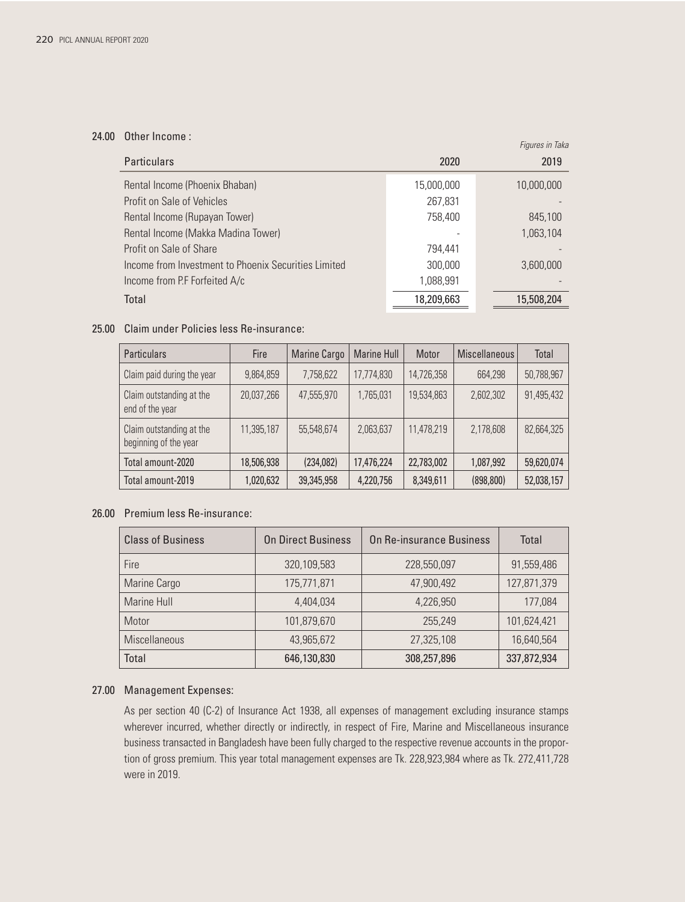## 24.00 Other Income :

*Figures in Taka*

| Particulars | 2020 | 2019 |
|---|---|---|
| Rental Income (Phoenix Bhaban) | 15,000,000 | 10,000,000 |
| Profit on Sale of Vehicles | 267,831 | - |
| Rental Income (Rupayan Tower) | 758,400 | 845,100 |
| Rental Income (Makka Madina Tower) | - | 1,063,104 |
| Profit on Sale of Share | 794,441 | - |
| Income from Investment to Phoenix Securities Limited | 300,000 | 3,600,000 |
| Income from P.F Forfeited A/c | 1,088,991 | - |
| Total | 18,209,663 | 15,508,204 |

## 25.00 Claim under Policies less Re-insurance:

| Particulars | Fire | Marine Cargo | Marine Hull | Motor | Miscellaneous | Total |
|---|---|---|---|---|---|---|
| Claim paid during the year | 9,864,859 | 7,758,622 | 17,774,830 | 14,726,358 | 664,298 | 50,788,967 |
| Claim outstanding at the end of the year | 20,037,266 | 47,555,970 | 1,765,031 | 19,534,863 | 2,602,302 | 91,495,432 |
| Claim outstanding at the beginning of the year | 11,395,187 | 55,548,674 | 2,063,637 | 11,478,219 | 2,178,608 | 82,664,325 |
| **Total amount-2020** | **18,506,938** | **(234,082)** | **17,476,224** | **22,783,002** | **1,087,992** | **59,620,074** |
| Total amount-2019 | 1,020,632 | 39,345,958 | 4,220,756 | 8,349,611 | (898,800) | 52,038,157 |

## 26.00 Premium less Re-insurance:

| Class of Business | On Direct Business | On Re-insurance Business | Total |
|---|---|---|---|
| Fire | 320,109,583 | 228,550,097 | 91,559,486 |
| Marine Cargo | 175,771,871 | 47,900,492 | 127,871,379 |
| Marine Hull | 4,404,034 | 4,226,950 | 177,084 |
| Motor | 101,879,670 | 255,249 | 101,624,421 |
| Miscellaneous | 43,965,672 | 27,325,108 | 16,640,564 |
| Total | 646,130,830 | 308,257,896 | 337,872,934 |

## 27.00 Management Expenses:

As per section 40 (C-2) of Insurance Act 1938, all expenses of management excluding insurance stamps wherever incurred, whether directly or indirectly, in respect of Fire, Marine and Miscellaneous insurance business transacted in Bangladesh have been fully charged to the respective revenue accounts in the proportion of gross premium. This year total management expenses are Tk. 228,923,984 where as Tk. 272,411,728 were in 2019.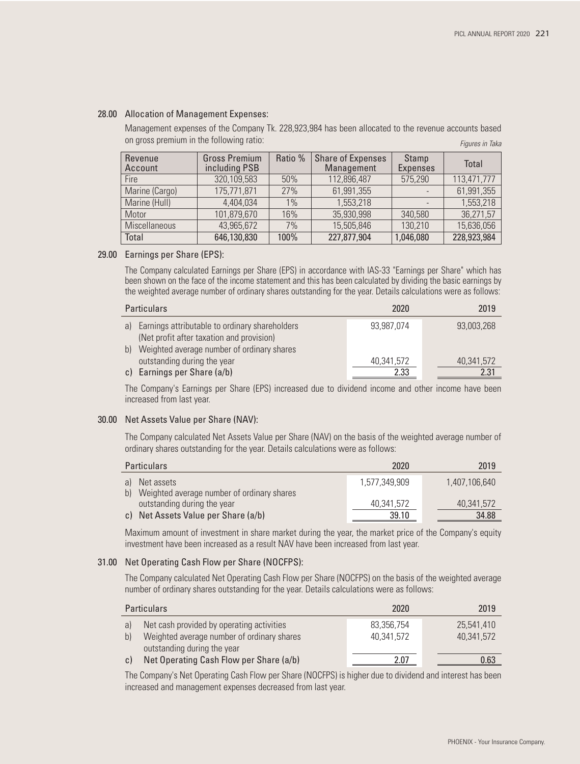## 28.00 Allocation of Management Expenses:

Management expenses of the Company Tk. 228,923,984 has been allocated to the revenue accounts based on gross premium in the following ratio:

*Figures in Taka*

| Revenue Account | Gross Premium including PSB | Ratio % | Share of Expenses Management | Stamp Expenses | Total |
|---|---|---|---|---|---|
| Fire | 320,109,583 | 50% | 112,896,487 | 575,290 | 113,471,777 |
| Marine (Cargo) | 175,771,871 | 27% | 61,991,355 | - | 61,991,355 |
| Marine (Hull) | 4,404,034 | 1% | 1,553,218 | - | 1,553,218 |
| Motor | 101,879,670 | 16% | 35,930,998 | 340,580 | 36,271,57 |
| Miscellaneous | 43,965,672 | 7% | 15,505,846 | 130,210 | 15,636,056 |
| Total | 646,130,830 | 100% | 227,877,904 | 1,046,080 | 228,923,984 |

## 29.00 Earnings per Share (EPS):

The Company calculated Earnings per Share (EPS) in accordance with IAS-33 "Earnings per Share" which has been shown on the face of the income statement and this has been calculated by dividing the basic earnings by the weighted average number of ordinary shares outstanding for the year. Details calculations were as follows:

| Particulars | 2020 | 2019 |
|---|---|---|
| a) Earnings attributable to ordinary shareholders (Net profit after taxation and provision) | 93,987,074 | 93,003,268 |
| b) Weighted average number of ordinary shares outstanding during the year | 40,341,572 | 40,341,572 |
| c) Earnings per Share (a/b) | 2.33 | 2.31 |

The Company's Earnings per Share (EPS) increased due to dividend income and other income have been increased from last year.

## 30.00 Net Assets Value per Share (NAV):

The Company calculated Net Assets Value per Share (NAV) on the basis of the weighted average number of ordinary shares outstanding for the year. Details calculations were as follows:

| Particulars | 2020 | 2019 |
|---|---|---|
| a) Net assets | 1,577,349,909 | 1,407,106,640 |
| b) Weighted average number of ordinary shares outstanding during the year | 40,341,572 | 40,341,572 |
| c) Net Assets Value per Share (a/b) | 39.10 | 34.88 |

Maximum amount of investment in share market during the year, the market price of the Company's equity investment have been increased as a result NAV have been increased from last year.

## 31.00 Net Operating Cash Flow per Share (NOCFPS):

The Company calculated Net Operating Cash Flow per Share (NOCFPS) on the basis of the weighted average number of ordinary shares outstanding for the year. Details calculations were as follows:

| Particulars | 2020 | 2019 |
|---|---|---|
| a) Net cash provided by operating activities | 83,356,754 | 25,541,410 |
| b) Weighted average number of ordinary shares outstanding during the year | 40,341,572 | 40,341,572 |
| c) Net Operating Cash Flow per Share (a/b) | 2.07 | 0.63 |

The Company's Net Operating Cash Flow per Share (NOCFPS) is higher due to dividend and interest has been increased and management expenses decreased from last year.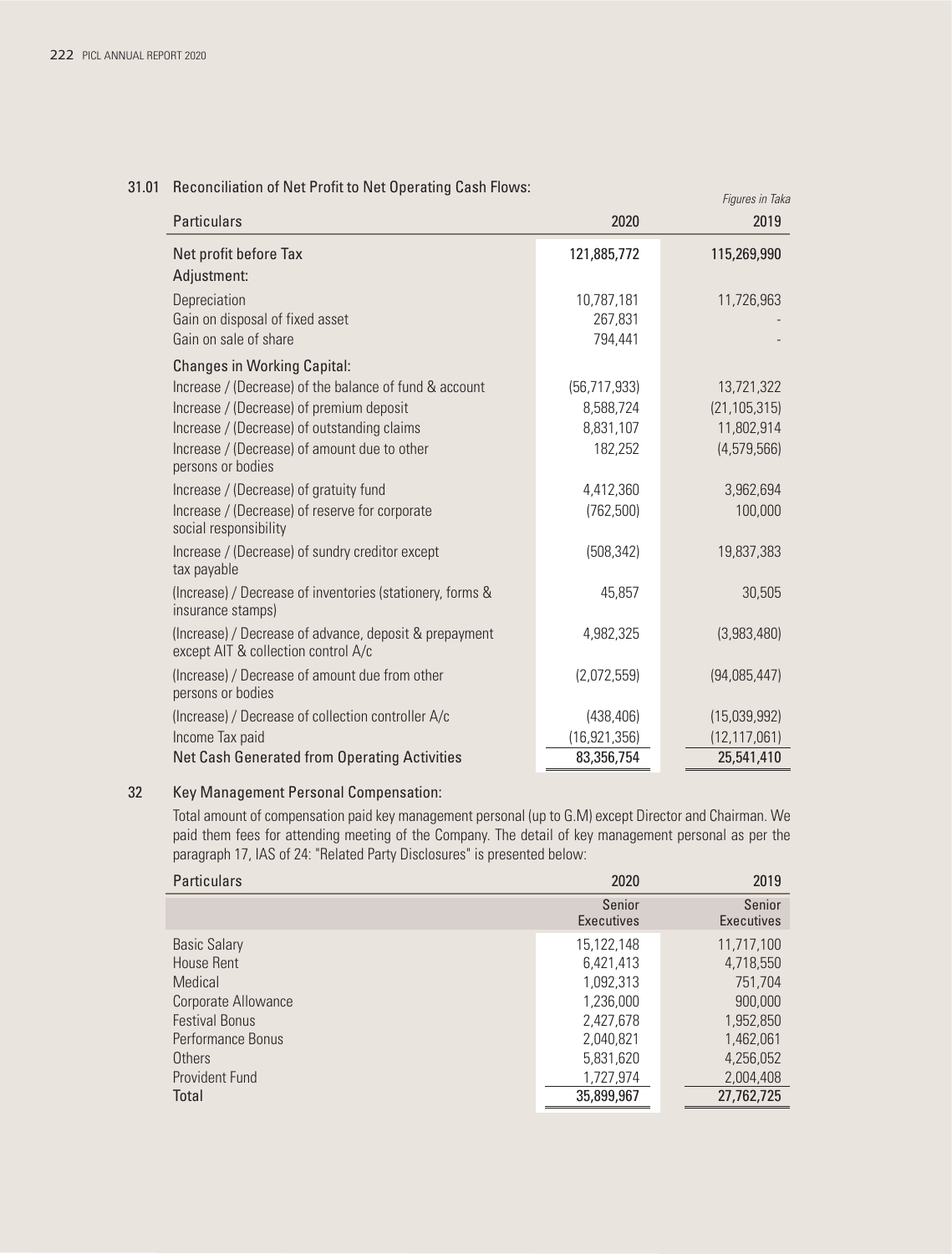## 31.01 Reconciliation of Net Profit to Net Operating Cash Flows:

*Figures in Taka*

| Particulars | 2020 | 2019 |
|---|---|---|
| **Net profit before Tax** | **121,885,772** | **115,269,990** |
| Adjustment: | | |
| Depreciation | 10,787,181 | 11,726,963 |
| Gain on disposal of fixed asset | 267,831 | - |
| Gain on sale of share | 794,441 | - |
| **Changes in Working Capital:** | | |
| Increase / (Decrease) of the balance of fund & account | (56,717,933) | 13,721,322 |
| Increase / (Decrease) of premium deposit | 8,588,724 | (21,105,315) |
| Increase / (Decrease) of outstanding claims | 8,831,107 | 11,802,914 |
| Increase / (Decrease) of amount due to other persons or bodies | 182,252 | (4,579,566) |
| Increase / (Decrease) of gratuity fund | 4,412,360 | 3,962,694 |
| Increase / (Decrease) of reserve for corporate social responsibility | (762,500) | 100,000 |
| Increase / (Decrease) of sundry creditor except tax payable | (508,342) | 19,837,383 |
| (Increase) / Decrease of inventories (stationery, forms & insurance stamps) | 45,857 | 30,505 |
| (Increase) / Decrease of advance, deposit & prepayment except AIT & collection control A/c | 4,982,325 | (3,983,480) |
| (Increase) / Decrease of amount due from other persons or bodies | (2,072,559) | (94,085,447) |
| (Increase) / Decrease of collection controller A/c | (438,406) | (15,039,992) |
| Income Tax paid | (16,921,356) | (12,117,061) |
| **Net Cash Generated from Operating Activities** | **83,356,754** | **25,541,410** |

## 32 Key Management Personal Compensation:

Total amount of compensation paid key management personal (up to G.M) except Director and Chairman. We paid them fees for attending meeting of the Company. The detail of key management personal as per the paragraph 17, IAS of 24: "Related Party Disclosures" is presented below:

| Particulars | 2020 | 2019 |
|---|---|---|
| | Senior Executives | Senior Executives |
| Basic Salary | 15,122,148 | 11,717,100 |
| House Rent | 6,421,413 | 4,718,550 |
| Medical | 1,092,313 | 751,704 |
| Corporate Allowance | 1,236,000 | 900,000 |
| Festival Bonus | 2,427,678 | 1,952,850 |
| Performance Bonus | 2,040,821 | 1,462,061 |
| Others | 5,831,620 | 4,256,052 |
| Provident Fund | 1,727,974 | 2,004,408 |
| **Total** | **35,899,967** | **27,762,725** |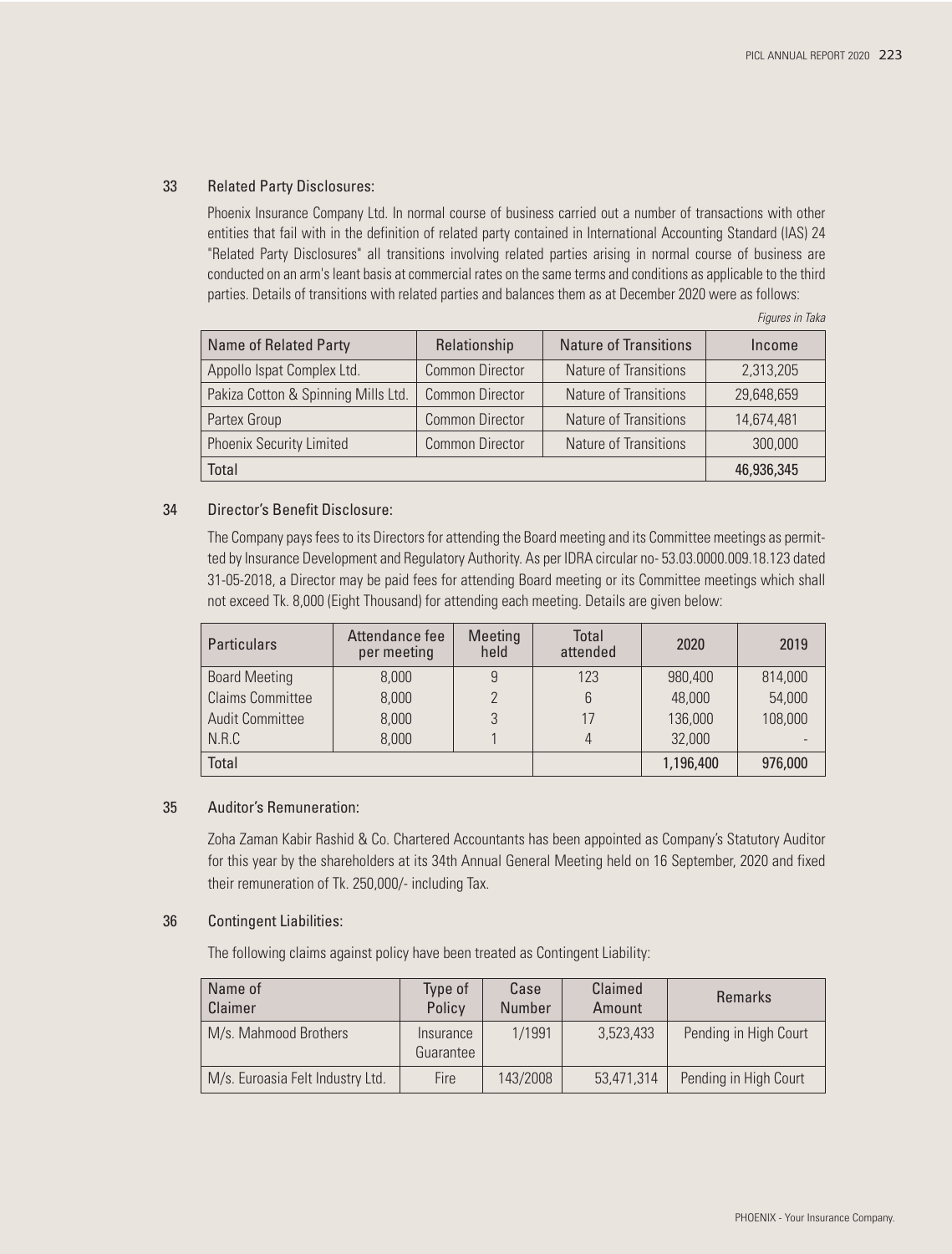## 33 Related Party Disclosures:

Phoenix Insurance Company Ltd. In normal course of business carried out a number of transactions with other entities that fail with in the definition of related party contained in International Accounting Standard (IAS) 24 "Related Party Disclosures" all transitions involving related parties arising in normal course of business are conducted on an arm's leant basis at commercial rates on the same terms and conditions as applicable to the third parties. Details of transitions with related parties and balances them as at December 2020 were as follows:

*Figures in Taka*

| Name of Related Party | Relationship | Nature of Transitions | Income |
|---|---|---|---|
| Appollo Ispat Complex Ltd. | Common Director | Nature of Transitions | 2,313,205 |
| Pakiza Cotton & Spinning Mills Ltd. | Common Director | Nature of Transitions | 29,648,659 |
| Partex Group | Common Director | Nature of Transitions | 14,674,481 |
| Phoenix Security Limited | Common Director | Nature of Transitions | 300,000 |
| Total | | | 46,936,345 |

## 34 Director's Benefit Disclosure:

The Company pays fees to its Directors for attending the Board meeting and its Committee meetings as permitted by Insurance Development and Regulatory Authority. As per IDRA circular no- 53.03.0000.009.18.123 dated 31-05-2018, a Director may be paid fees for attending Board meeting or its Committee meetings which shall not exceed Tk. 8,000 (Eight Thousand) for attending each meeting. Details are given below:

| Particulars | Attendance fee per meeting | Meeting held | Total attended | 2020 | 2019 |
|---|---|---|---|---|---|
| Board Meeting | 8,000 | 9 | 123 | 980,400 | 814,000 |
| Claims Committee | 8,000 | 2 | 6 | 48,000 | 54,000 |
| Audit Committee | 8,000 | 3 | 17 | 136,000 | 108,000 |
| N.R.C | 8,000 | 1 | 4 | 32,000 | - |
| Total | | | | 1,196,400 | 976,000 |

## 35 Auditor's Remuneration:

Zoha Zaman Kabir Rashid & Co. Chartered Accountants has been appointed as Company's Statutory Auditor for this year by the shareholders at its 34th Annual General Meeting held on 16 September, 2020 and fixed their remuneration of Tk. 250,000/- including Tax.

## 36 Contingent Liabilities:

The following claims against policy have been treated as Contingent Liability:

| Name of Claimer | Type of Policy | Case Number | Claimed Amount | Remarks |
|---|---|---|---|---|
| M/s. Mahmood Brothers | Insurance Guarantee | 1/1991 | 3,523,433 | Pending in High Court |
| M/s. Euroasia Felt Industry Ltd. | Fire | 143/2008 | 53,471,314 | Pending in High Court |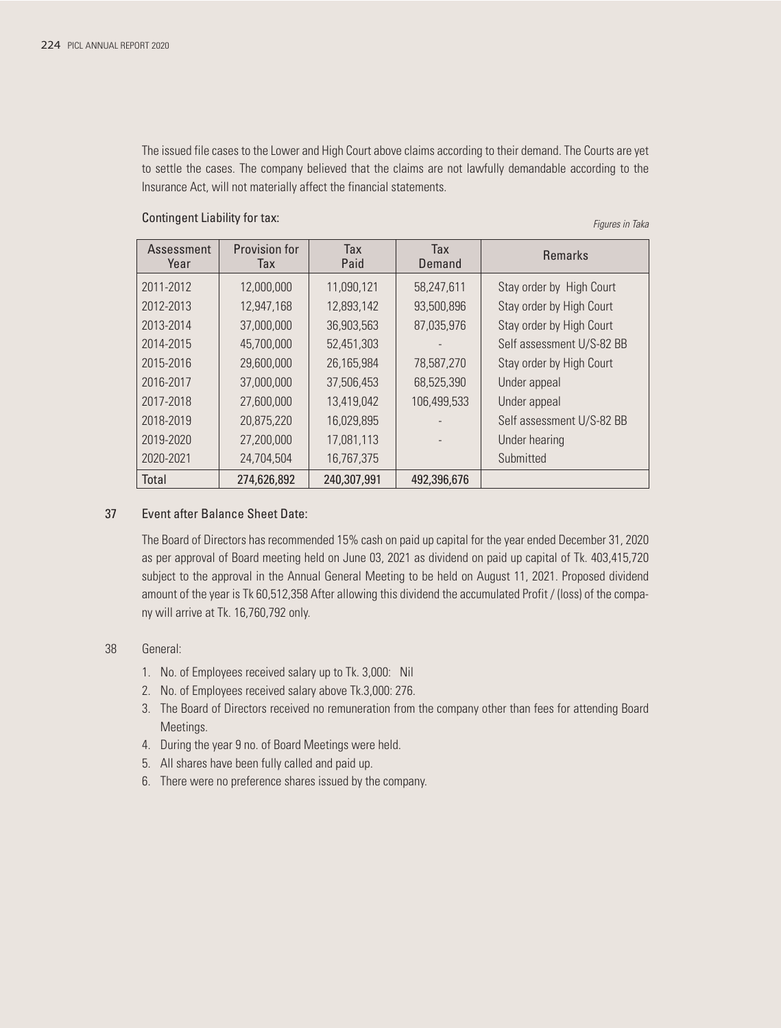The issued file cases to the Lower and High Court above claims according to their demand. The Courts are yet to settle the cases. The company believed that the claims are not lawfully demandable according to the Insurance Act, will not materially affect the financial statements.

Contingent Liability for tax:

*Figures in Taka*

| Assessment Year | Provision for Tax | Tax Paid | Tax Demand | Remarks |
|---|---|---|---|---|
| 2011-2012 | 12,000,000 | 11,090,121 | 58,247,611 | Stay order by High Court |
| 2012-2013 | 12,947,168 | 12,893,142 | 93,500,896 | Stay order by High Court |
| 2013-2014 | 37,000,000 | 36,903,563 | 87,035,976 | Stay order by High Court |
| 2014-2015 | 45,700,000 | 52,451,303 | - | Self assessment U/S-82 BB |
| 2015-2016 | 29,600,000 | 26,165,984 | 78,587,270 | Stay order by High Court |
| 2016-2017 | 37,000,000 | 37,506,453 | 68,525,390 | Under appeal |
| 2017-2018 | 27,600,000 | 13,419,042 | 106,499,533 | Under appeal |
| 2018-2019 | 20,875,220 | 16,029,895 | - | Self assessment U/S-82 BB |
| 2019-2020 | 27,200,000 | 17,081,113 | - | Under hearing |
| 2020-2021 | 24,704,504 | 16,767,375 | | Submitted |
| Total | 274,626,892 | 240,307,991 | 492,396,676 | |

## 37 Event after Balance Sheet Date:

The Board of Directors has recommended 15% cash on paid up capital for the year ended December 31, 2020 as per approval of Board meeting held on June 03, 2021 as dividend on paid up capital of Tk. 403,415,720 subject to the approval in the Annual General Meeting to be held on August 11, 2021. Proposed dividend amount of the year is Tk 60,512,358 After allowing this dividend the accumulated Profit / (loss) of the company will arrive at Tk. 16,760,792 only.

## 38 General:

1. No. of Employees received salary up to Tk. 3,000: Nil
2. No. of Employees received salary above Tk.3,000: 276.
3. The Board of Directors received no remuneration from the company other than fees for attending Board Meetings.
4. During the year 9 no. of Board Meetings were held.
5. All shares have been fully called and paid up.
6. There were no preference shares issued by the company.